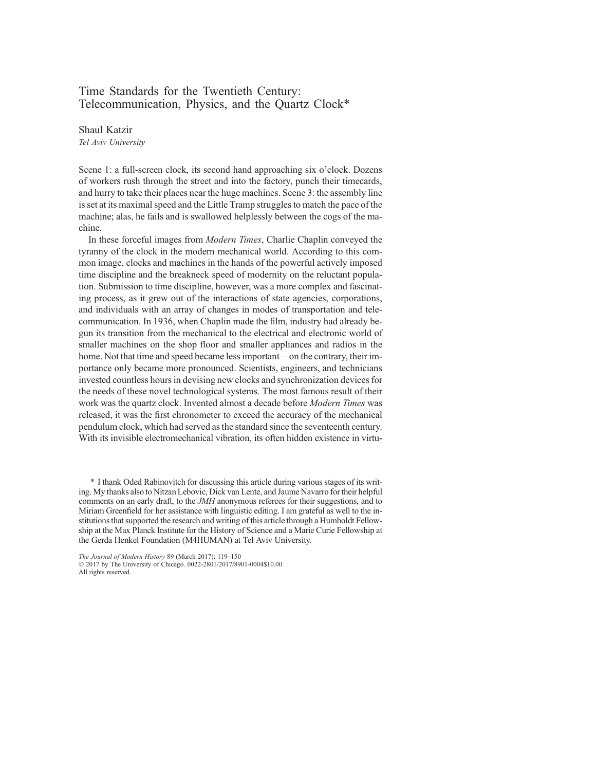# Time Standards for the Twentieth Century: Telecommunication, Physics, and the Quartz Clock*

Shaul Katzir
*Tel Aviv University*

Scene 1: a full-screen clock, its second hand approaching six o'clock. Dozens of workers rush through the street and into the factory, punch their timecards, and hurry to take their places near the huge machines. Scene 3: the assembly line is set at its maximal speed and the Little Tramp struggles to match the pace of the machine; alas, he fails and is swallowed helplessly between the cogs of the machine.

In these forceful images from *Modern Times*, Charlie Chaplin conveyed the tyranny of the clock in the modern mechanical world. According to this common image, clocks and machines in the hands of the powerful actively imposed time discipline and the breakneck speed of modernity on the reluctant population. Submission to time discipline, however, was a more complex and fascinating process, as it grew out of the interactions of state agencies, corporations, and individuals with an array of changes in modes of transportation and telecommunication. In 1936, when Chaplin made the film, industry had already begun its transition from the mechanical to the electrical and electronic world of smaller machines on the shop floor and smaller appliances and radios in the home. Not that time and speed became less important—on the contrary, their importance only became more pronounced. Scientists, engineers, and technicians invested countless hours in devising new clocks and synchronization devices for the needs of these novel technological systems. The most famous result of their work was the quartz clock. Invented almost a decade before *Modern Times* was released, it was the first chronometer to exceed the accuracy of the mechanical pendulum clock, which had served as the standard since the seventeenth century. With its invisible electromechanical vibration, its often hidden existence in virtu-

\* I thank Oded Rabinovitch for discussing this article during various stages of its writing. My thanks also to Nitzan Lebovic, Dick van Lente, and Jaume Navarro for their helpful comments on an early draft, to the *JMH* anonymous referees for their suggestions, and to Miriam Greenfield for her assistance with linguistic editing. I am grateful as well to the institutions that supported the research and writing of this article through a Humboldt Fellowship at the Max Planck Institute for the History of Science and a Marie Curie Fellowship at the Gerda Henkel Foundation (M4HUMAN) at Tel Aviv University.

*The Journal of Modern History* 89 (March 2017): 119–150
© 2017 by The University of Chicago. 0022-2801/2017/8901-0004$10.00
All rights reserved.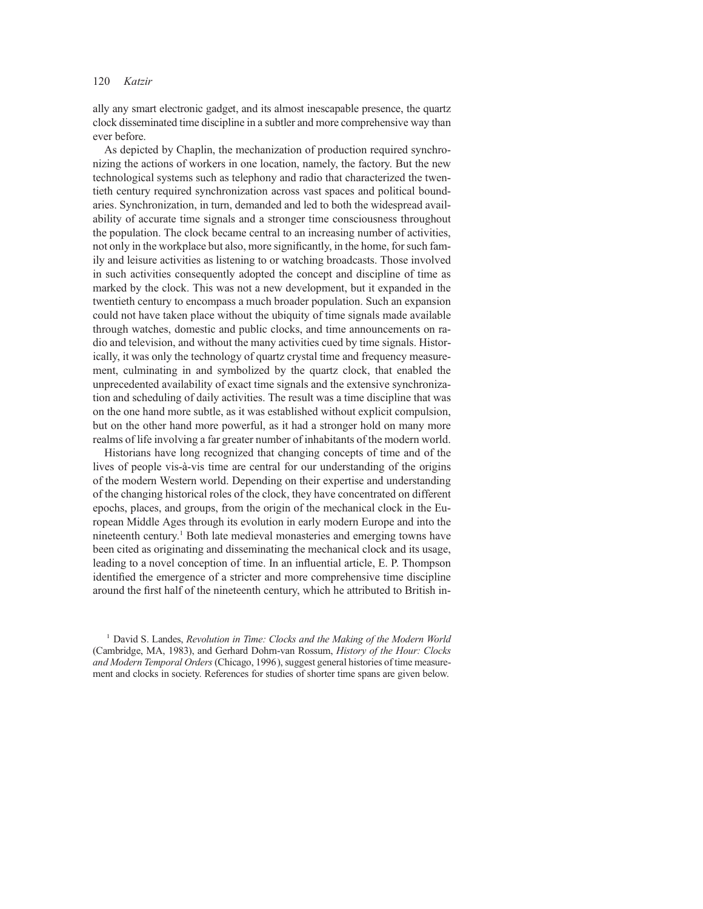ally any smart electronic gadget, and its almost inescapable presence, the quartz clock disseminated time discipline in a subtler and more comprehensive way than ever before.

As depicted by Chaplin, the mechanization of production required synchronizing the actions of workers in one location, namely, the factory. But the new technological systems such as telephony and radio that characterized the twentieth century required synchronization across vast spaces and political boundaries. Synchronization, in turn, demanded and led to both the widespread availability of accurate time signals and a stronger time consciousness throughout the population. The clock became central to an increasing number of activities, not only in the workplace but also, more significantly, in the home, for such family and leisure activities as listening to or watching broadcasts. Those involved in such activities consequently adopted the concept and discipline of time as marked by the clock. This was not a new development, but it expanded in the twentieth century to encompass a much broader population. Such an expansion could not have taken place without the ubiquity of time signals made available through watches, domestic and public clocks, and time announcements on radio and television, and without the many activities cued by time signals. Historically, it was only the technology of quartz crystal time and frequency measurement, culminating in and symbolized by the quartz clock, that enabled the unprecedented availability of exact time signals and the extensive synchronization and scheduling of daily activities. The result was a time discipline that was on the one hand more subtle, as it was established without explicit compulsion, but on the other hand more powerful, as it had a stronger hold on many more realms of life involving a far greater number of inhabitants of the modern world.

Historians have long recognized that changing concepts of time and of the lives of people vis-à-vis time are central for our understanding of the origins of the modern Western world. Depending on their expertise and understanding of the changing historical roles of the clock, they have concentrated on different epochs, places, and groups, from the origin of the mechanical clock in the European Middle Ages through its evolution in early modern Europe and into the nineteenth century.[1] Both late medieval monasteries and emerging towns have been cited as originating and disseminating the mechanical clock and its usage, leading to a novel conception of time. In an influential article, E. P. Thompson identified the emergence of a stricter and more comprehensive time discipline around the first half of the nineteenth century, which he attributed to British in-

[1] David S. Landes, *Revolution in Time: Clocks and the Making of the Modern World* (Cambridge, MA, 1983), and Gerhard Dohrn-van Rossum, *History of the Hour: Clocks and Modern Temporal Orders* (Chicago, 1996), suggest general histories of time measurement and clocks in society. References for studies of shorter time spans are given below.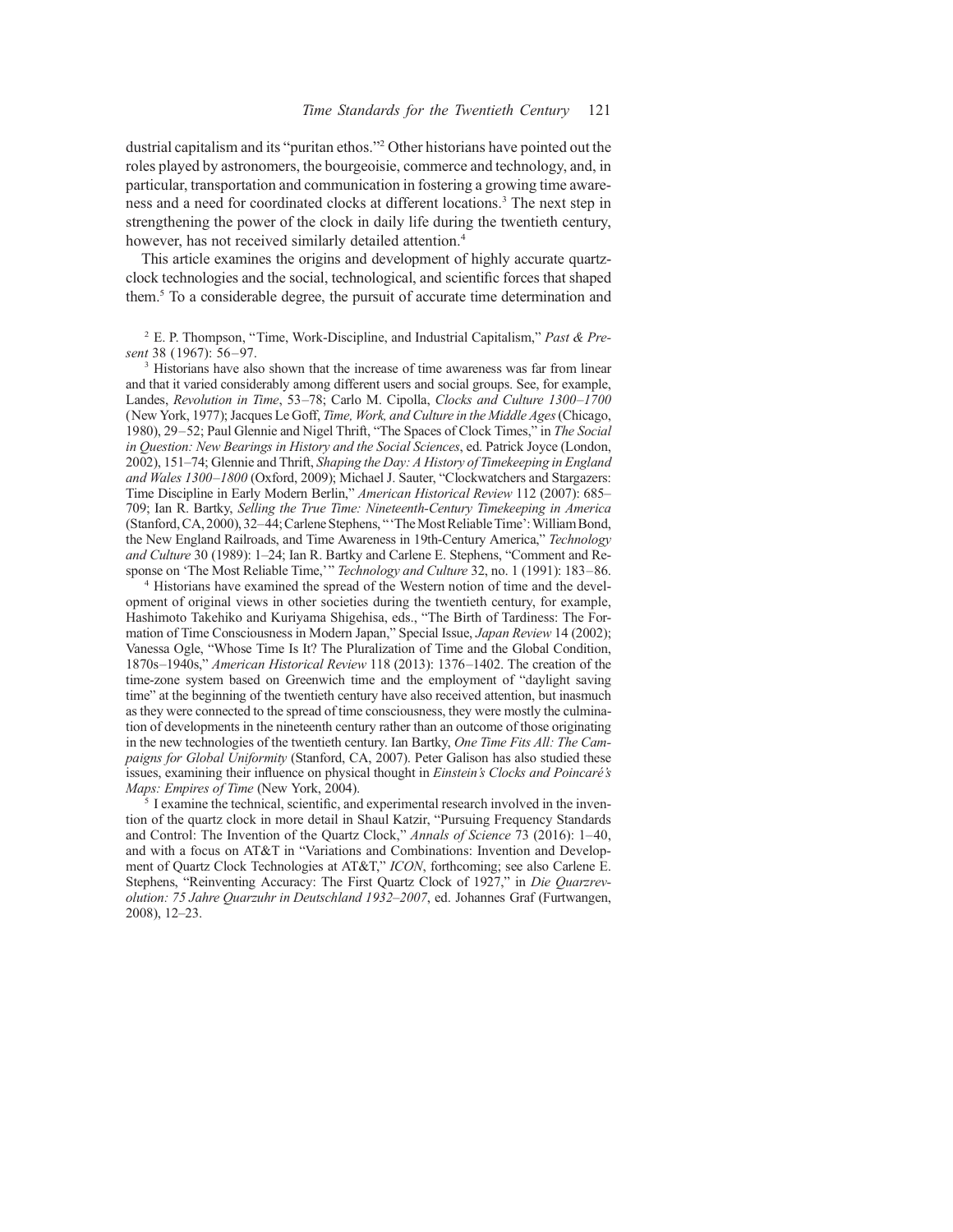dustrial capitalism and its "puritan ethos."[2] Other historians have pointed out the roles played by astronomers, the bourgeoisie, commerce and technology, and, in particular, transportation and communication in fostering a growing time awareness and a need for coordinated clocks at different locations.[3] The next step in strengthening the power of the clock in daily life during the twentieth century, however, has not received similarly detailed attention.[4]

This article examines the origins and development of highly accurate quartz-clock technologies and the social, technological, and scientific forces that shaped them.[5] To a considerable degree, the pursuit of accurate time determination and

[2] E. P. Thompson, "Time, Work-Discipline, and Industrial Capitalism," *Past & Present* 38 (1967): 56–97.

[3] Historians have also shown that the increase of time awareness was far from linear and that it varied considerably among different users and social groups. See, for example, Landes, *Revolution in Time*, 53–78; Carlo M. Cipolla, *Clocks and Culture 1300–1700* (New York, 1977); Jacques Le Goff, *Time, Work, and Culture in the Middle Ages* (Chicago, 1980), 29–52; Paul Glennie and Nigel Thrift, "The Spaces of Clock Times," in *The Social in Question: New Bearings in History and the Social Sciences*, ed. Patrick Joyce (London, 2002), 151–74; Glennie and Thrift, *Shaping the Day: A History of Timekeeping in England and Wales 1300–1800* (Oxford, 2009); Michael J. Sauter, "Clockwatchers and Stargazers: Time Discipline in Early Modern Berlin," *American Historical Review* 112 (2007): 685–709; Ian R. Bartky, *Selling the True Time: Nineteenth-Century Timekeeping in America* (Stanford, CA, 2000), 32–44; Carlene Stephens, "'The Most Reliable Time': William Bond, the New England Railroads, and Time Awareness in 19th-Century America," *Technology and Culture* 30 (1989): 1–24; Ian R. Bartky and Carlene E. Stephens, "Comment and Response on 'The Most Reliable Time,'" *Technology and Culture* 32, no. 1 (1991): 183–86.

[4] Historians have examined the spread of the Western notion of time and the development of original views in other societies during the twentieth century, for example, Hashimoto Takehiko and Kuriyama Shigehisa, eds., "The Birth of Tardiness: The Formation of Time Consciousness in Modern Japan," Special Issue, *Japan Review* 14 (2002); Vanessa Ogle, "Whose Time Is It? The Pluralization of Time and the Global Condition, 1870s–1940s," *American Historical Review* 118 (2013): 1376–1402. The creation of the time-zone system based on Greenwich time and the employment of "daylight saving time" at the beginning of the twentieth century have also received attention, but inasmuch as they were connected to the spread of time consciousness, they were mostly the culmination of developments in the nineteenth century rather than an outcome of those originating in the new technologies of the twentieth century. Ian Bartky, *One Time Fits All: The Campaigns for Global Uniformity* (Stanford, CA, 2007). Peter Galison has also studied these issues, examining their influence on physical thought in *Einstein's Clocks and Poincaré's Maps: Empires of Time* (New York, 2004).

[5] I examine the technical, scientific, and experimental research involved in the invention of the quartz clock in more detail in Shaul Katzir, "Pursuing Frequency Standards and Control: The Invention of the Quartz Clock," *Annals of Science* 73 (2016): 1–40, and with a focus on AT&T in "Variations and Combinations: Invention and Development of Quartz Clock Technologies at AT&T," *ICON*, forthcoming; see also Carlene E. Stephens, "Reinventing Accuracy: The First Quartz Clock of 1927," in *Die Quarzrevolution: 75 Jahre Quarzuhr in Deutschland 1932–2007*, ed. Johannes Graf (Furtwangen, 2008), 12–23.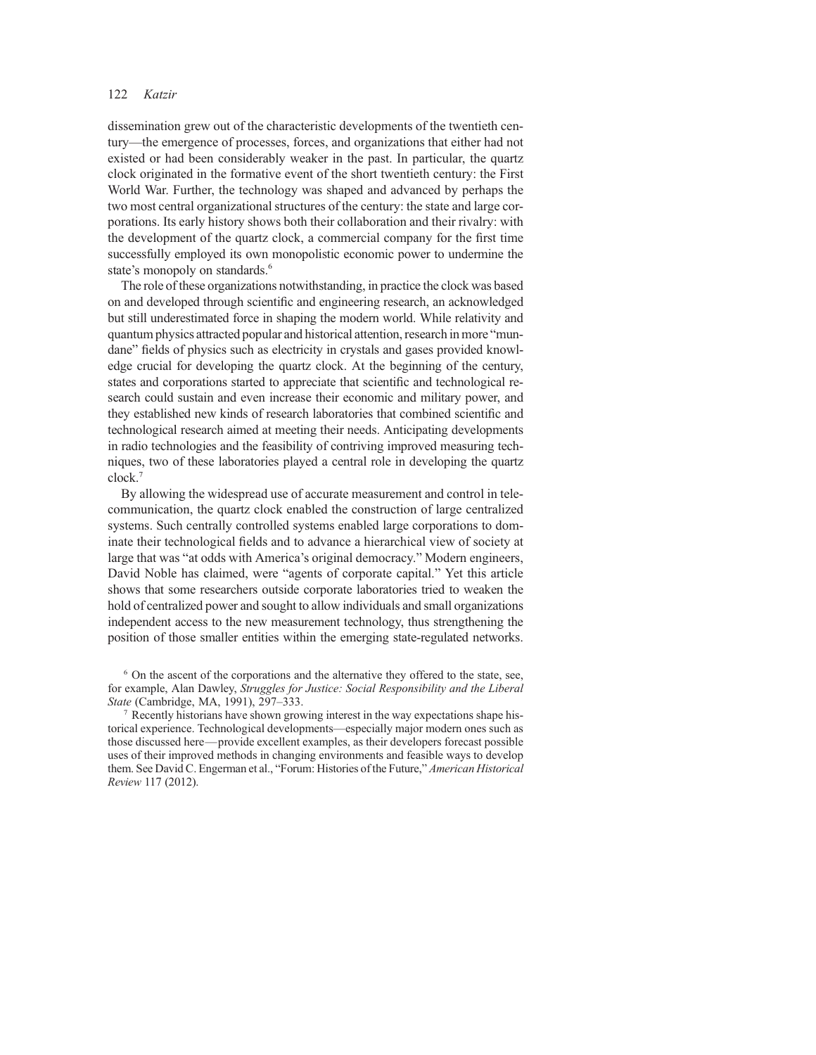dissemination grew out of the characteristic developments of the twentieth century—the emergence of processes, forces, and organizations that either had not existed or had been considerably weaker in the past. In particular, the quartz clock originated in the formative event of the short twentieth century: the First World War. Further, the technology was shaped and advanced by perhaps the two most central organizational structures of the century: the state and large corporations. Its early history shows both their collaboration and their rivalry: with the development of the quartz clock, a commercial company for the first time successfully employed its own monopolistic economic power to undermine the state's monopoly on standards.[6]

The role of these organizations notwithstanding, in practice the clock was based on and developed through scientific and engineering research, an acknowledged but still underestimated force in shaping the modern world. While relativity and quantum physics attracted popular and historical attention, research in more "mundane" fields of physics such as electricity in crystals and gases provided knowledge crucial for developing the quartz clock. At the beginning of the century, states and corporations started to appreciate that scientific and technological research could sustain and even increase their economic and military power, and they established new kinds of research laboratories that combined scientific and technological research aimed at meeting their needs. Anticipating developments in radio technologies and the feasibility of contriving improved measuring techniques, two of these laboratories played a central role in developing the quartz clock.[7]

By allowing the widespread use of accurate measurement and control in telecommunication, the quartz clock enabled the construction of large centralized systems. Such centrally controlled systems enabled large corporations to dominate their technological fields and to advance a hierarchical view of society at large that was "at odds with America's original democracy." Modern engineers, David Noble has claimed, were "agents of corporate capital." Yet this article shows that some researchers outside corporate laboratories tried to weaken the hold of centralized power and sought to allow individuals and small organizations independent access to the new measurement technology, thus strengthening the position of those smaller entities within the emerging state-regulated networks.

[6] On the ascent of the corporations and the alternative they offered to the state, see, for example, Alan Dawley, *Struggles for Justice: Social Responsibility and the Liberal State* (Cambridge, MA, 1991), 297–333.

[7] Recently historians have shown growing interest in the way expectations shape historical experience. Technological developments—especially major modern ones such as those discussed here—provide excellent examples, as their developers forecast possible uses of their improved methods in changing environments and feasible ways to develop them. See David C. Engerman et al., "Forum: Histories of the Future," *American Historical Review* 117 (2012).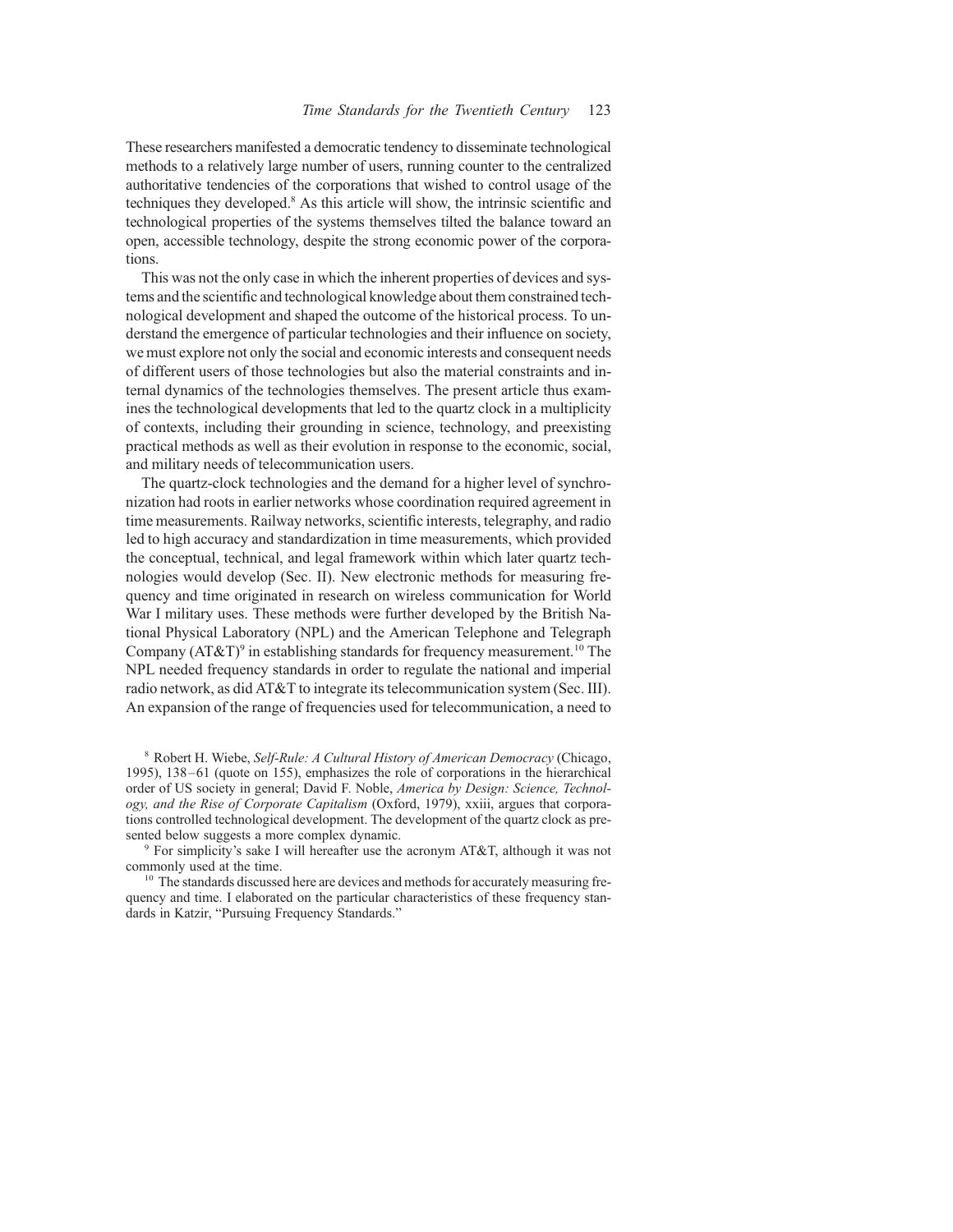These researchers manifested a democratic tendency to disseminate technological methods to a relatively large number of users, running counter to the centralized authoritative tendencies of the corporations that wished to control usage of the techniques they developed.[8] As this article will show, the intrinsic scientific and technological properties of the systems themselves tilted the balance toward an open, accessible technology, despite the strong economic power of the corporations.

This was not the only case in which the inherent properties of devices and systems and the scientific and technological knowledge about them constrained technological development and shaped the outcome of the historical process. To understand the emergence of particular technologies and their influence on society, we must explore not only the social and economic interests and consequent needs of different users of those technologies but also the material constraints and internal dynamics of the technologies themselves. The present article thus examines the technological developments that led to the quartz clock in a multiplicity of contexts, including their grounding in science, technology, and preexisting practical methods as well as their evolution in response to the economic, social, and military needs of telecommunication users.

The quartz-clock technologies and the demand for a higher level of synchronization had roots in earlier networks whose coordination required agreement in time measurements. Railway networks, scientific interests, telegraphy, and radio led to high accuracy and standardization in time measurements, which provided the conceptual, technical, and legal framework within which later quartz technologies would develop (Sec. II). New electronic methods for measuring frequency and time originated in research on wireless communication for World War I military uses. These methods were further developed by the British National Physical Laboratory (NPL) and the American Telephone and Telegraph Company (AT&T)[9] in establishing standards for frequency measurement.[10] The NPL needed frequency standards in order to regulate the national and imperial radio network, as did AT&T to integrate its telecommunication system (Sec. III). An expansion of the range of frequencies used for telecommunication, a need to

[8] Robert H. Wiebe, *Self-Rule: A Cultural History of American Democracy* (Chicago, 1995), 138–61 (quote on 155), emphasizes the role of corporations in the hierarchical order of US society in general; David F. Noble, *America by Design: Science, Technology, and the Rise of Corporate Capitalism* (Oxford, 1979), xxiii, argues that corporations controlled technological development. The development of the quartz clock as presented below suggests a more complex dynamic.

[9] For simplicity's sake I will hereafter use the acronym AT&T, although it was not commonly used at the time.

[10] The standards discussed here are devices and methods for accurately measuring frequency and time. I elaborated on the particular characteristics of these frequency standards in Katzir, "Pursuing Frequency Standards."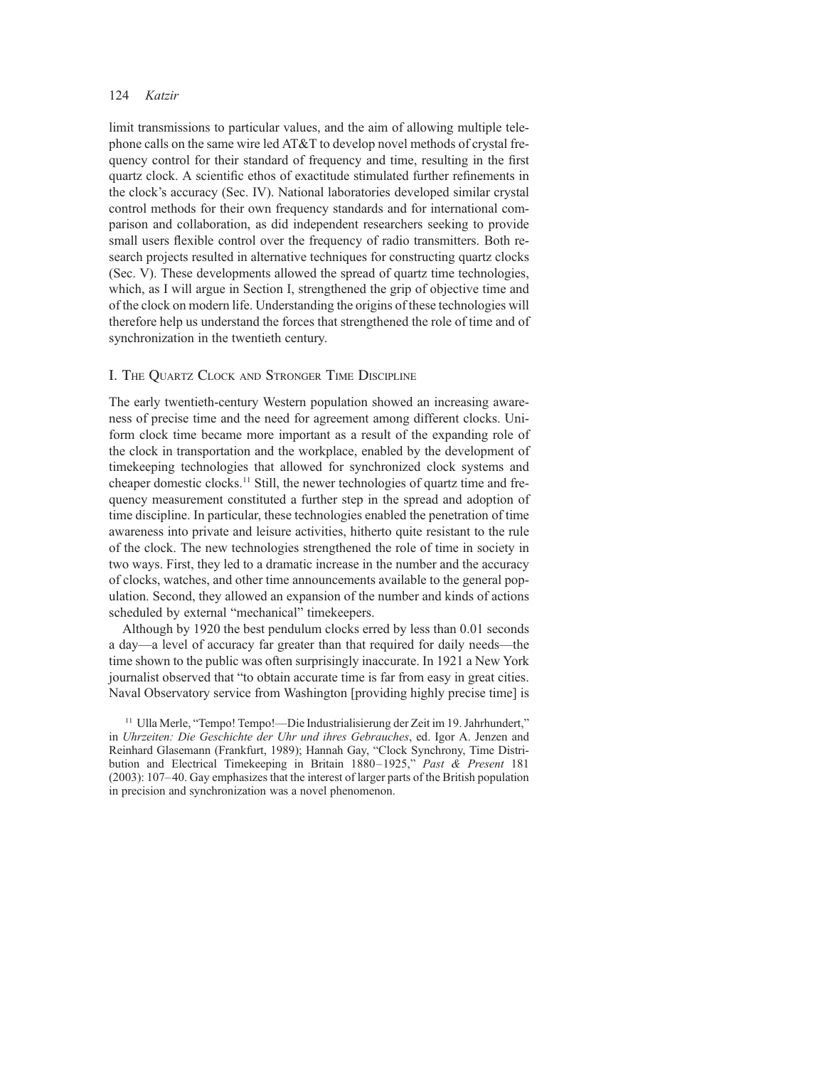limit transmissions to particular values, and the aim of allowing multiple telephone calls on the same wire led AT&T to develop novel methods of crystal frequency control for their standard of frequency and time, resulting in the first quartz clock. A scientific ethos of exactitude stimulated further refinements in the clock's accuracy (Sec. IV). National laboratories developed similar crystal control methods for their own frequency standards and for international comparison and collaboration, as did independent researchers seeking to provide small users flexible control over the frequency of radio transmitters. Both research projects resulted in alternative techniques for constructing quartz clocks (Sec. V). These developments allowed the spread of quartz time technologies, which, as I will argue in Section I, strengthened the grip of objective time and of the clock on modern life. Understanding the origins of these technologies will therefore help us understand the forces that strengthened the role of time and of synchronization in the twentieth century.

## I. The Quartz Clock and Stronger Time Discipline

The early twentieth-century Western population showed an increasing awareness of precise time and the need for agreement among different clocks. Uniform clock time became more important as a result of the expanding role of the clock in transportation and the workplace, enabled by the development of timekeeping technologies that allowed for synchronized clock systems and cheaper domestic clocks.[11] Still, the newer technologies of quartz time and frequency measurement constituted a further step in the spread and adoption of time discipline. In particular, these technologies enabled the penetration of time awareness into private and leisure activities, hitherto quite resistant to the rule of the clock. The new technologies strengthened the role of time in society in two ways. First, they led to a dramatic increase in the number and the accuracy of clocks, watches, and other time announcements available to the general population. Second, they allowed an expansion of the number and kinds of actions scheduled by external "mechanical" timekeepers.

Although by 1920 the best pendulum clocks erred by less than 0.01 seconds a day—a level of accuracy far greater than that required for daily needs—the time shown to the public was often surprisingly inaccurate. In 1921 a New York journalist observed that "to obtain accurate time is far from easy in great cities. Naval Observatory service from Washington [providing highly precise time] is

[11] Ulla Merle, "Tempo! Tempo!—Die Industrialisierung der Zeit im 19. Jahrhundert," in *Uhrzeiten: Die Geschichte der Uhr und ihres Gebrauches*, ed. Igor A. Jenzen and Reinhard Glasemann (Frankfurt, 1989); Hannah Gay, "Clock Synchrony, Time Distribution and Electrical Timekeeping in Britain 1880–1925," *Past & Present* 181 (2003): 107–40. Gay emphasizes that the interest of larger parts of the British population in precision and synchronization was a novel phenomenon.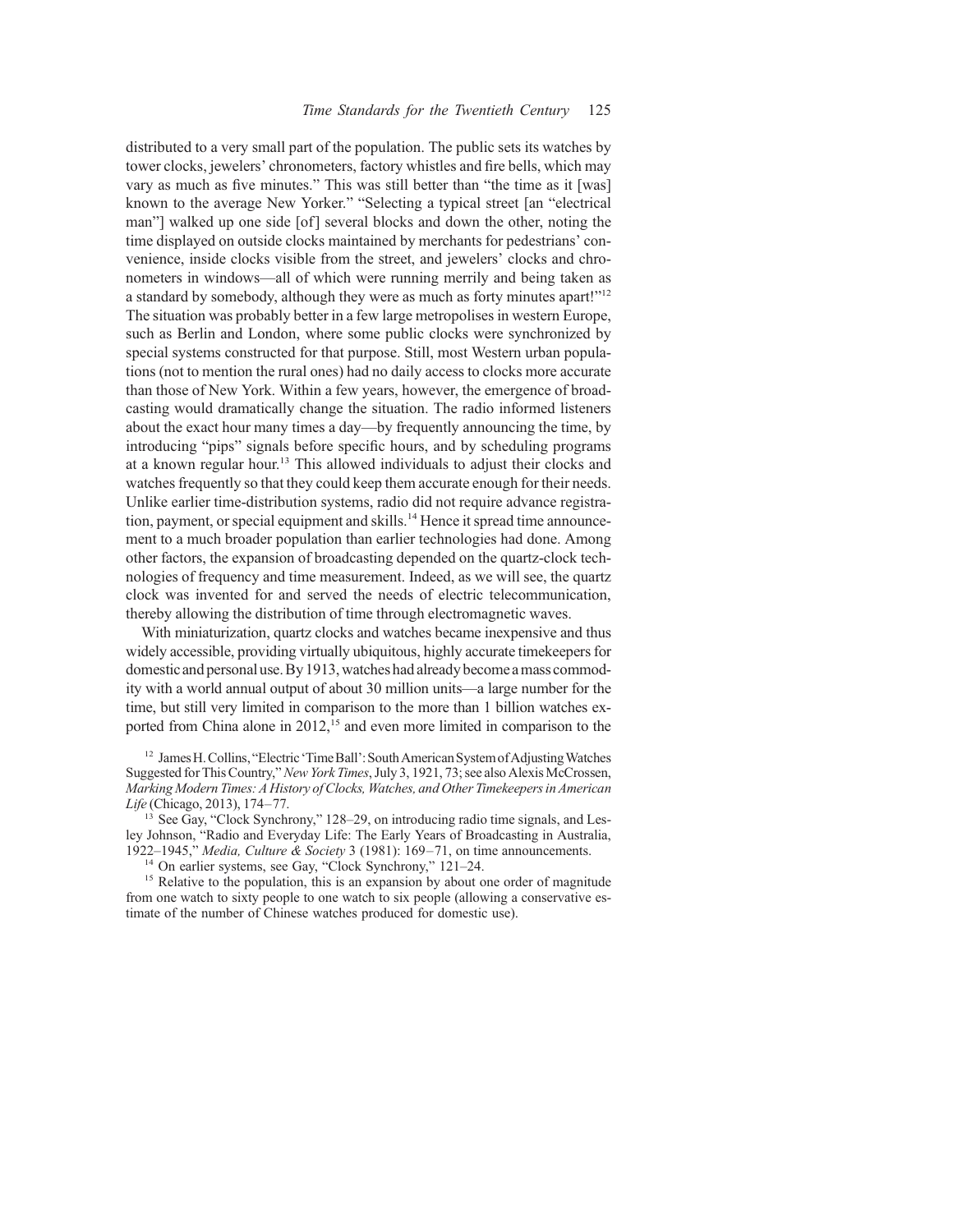distributed to a very small part of the population. The public sets its watches by tower clocks, jewelers' chronometers, factory whistles and fire bells, which may vary as much as five minutes." This was still better than "the time as it [was] known to the average New Yorker." "Selecting a typical street [an "electrical man"] walked up one side [of] several blocks and down the other, noting the time displayed on outside clocks maintained by merchants for pedestrians' convenience, inside clocks visible from the street, and jewelers' clocks and chronometers in windows—all of which were running merrily and being taken as a standard by somebody, although they were as much as forty minutes apart!"[12] The situation was probably better in a few large metropolises in western Europe, such as Berlin and London, where some public clocks were synchronized by special systems constructed for that purpose. Still, most Western urban populations (not to mention the rural ones) had no daily access to clocks more accurate than those of New York. Within a few years, however, the emergence of broadcasting would dramatically change the situation. The radio informed listeners about the exact hour many times a day—by frequently announcing the time, by introducing "pips" signals before specific hours, and by scheduling programs at a known regular hour.[13] This allowed individuals to adjust their clocks and watches frequently so that they could keep them accurate enough for their needs. Unlike earlier time-distribution systems, radio did not require advance registration, payment, or special equipment and skills.[14] Hence it spread time announcement to a much broader population than earlier technologies had done. Among other factors, the expansion of broadcasting depended on the quartz-clock technologies of frequency and time measurement. Indeed, as we will see, the quartz clock was invented for and served the needs of electric telecommunication, thereby allowing the distribution of time through electromagnetic waves.

With miniaturization, quartz clocks and watches became inexpensive and thus widely accessible, providing virtually ubiquitous, highly accurate timekeepers for domestic and personal use. By 1913, watches had already become a mass commodity with a world annual output of about 30 million units—a large number for the time, but still very limited in comparison to the more than 1 billion watches exported from China alone in 2012,[15] and even more limited in comparison to the

[12] James H. Collins, "Electric 'Time Ball': South American System of Adjusting Watches Suggested for This Country," *New York Times*, July 3, 1921, 73; see also Alexis McCrossen, *Marking Modern Times: A History of Clocks, Watches, and Other Timekeepers in American Life* (Chicago, 2013), 174–77.

[13] See Gay, "Clock Synchrony," 128–29, on introducing radio time signals, and Lesley Johnson, "Radio and Everyday Life: The Early Years of Broadcasting in Australia, 1922–1945," *Media, Culture & Society* 3 (1981): 169–71, on time announcements.

[14] On earlier systems, see Gay, "Clock Synchrony," 121–24.

[15] Relative to the population, this is an expansion by about one order of magnitude from one watch to sixty people to one watch to six people (allowing a conservative estimate of the number of Chinese watches produced for domestic use).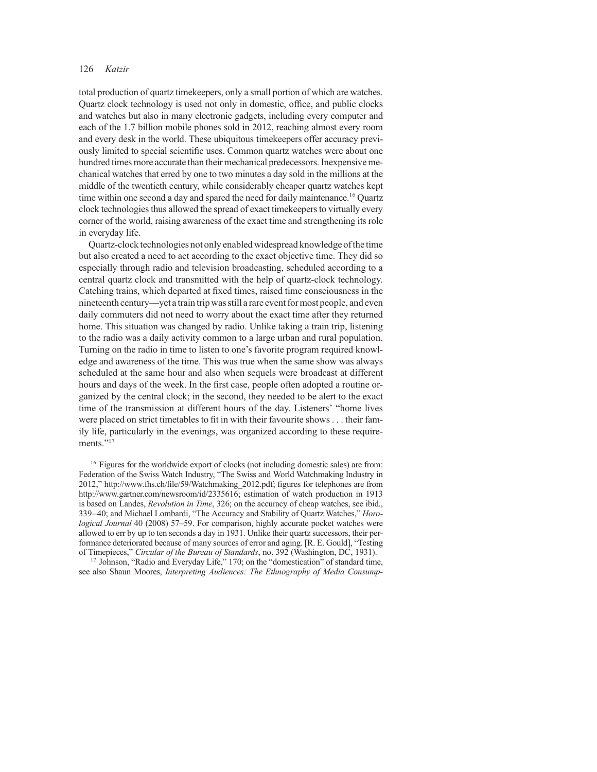total production of quartz timekeepers, only a small portion of which are watches. Quartz clock technology is used not only in domestic, office, and public clocks and watches but also in many electronic gadgets, including every computer and each of the 1.7 billion mobile phones sold in 2012, reaching almost every room and every desk in the world. These ubiquitous timekeepers offer accuracy previously limited to special scientific uses. Common quartz watches were about one hundred times more accurate than their mechanical predecessors. Inexpensive mechanical watches that erred by one to two minutes a day sold in the millions at the middle of the twentieth century, while considerably cheaper quartz watches kept time within one second a day and spared the need for daily maintenance.[16] Quartz clock technologies thus allowed the spread of exact timekeepers to virtually every corner of the world, raising awareness of the exact time and strengthening its role in everyday life.

Quartz-clock technologies not only enabled widespread knowledge of the time but also created a need to act according to the exact objective time. They did so especially through radio and television broadcasting, scheduled according to a central quartz clock and transmitted with the help of quartz-clock technology. Catching trains, which departed at fixed times, raised time consciousness in the nineteenth century—yet a train trip was still a rare event for most people, and even daily commuters did not need to worry about the exact time after they returned home. This situation was changed by radio. Unlike taking a train trip, listening to the radio was a daily activity common to a large urban and rural population. Turning on the radio in time to listen to one's favorite program required knowledge and awareness of the time. This was true when the same show was always scheduled at the same hour and also when sequels were broadcast at different hours and days of the week. In the first case, people often adopted a routine organized by the central clock; in the second, they needed to be alert to the exact time of the transmission at different hours of the day. Listeners' "home lives were placed on strict timetables to fit in with their favourite shows . . . their family life, particularly in the evenings, was organized according to these requirements."[17]

[16] Figures for the worldwide export of clocks (not including domestic sales) are from: Federation of the Swiss Watch Industry, "The Swiss and World Watchmaking Industry in 2012," http://www.fhs.ch/file/59/Watchmaking_2012.pdf; figures for telephones are from http://www.gartner.com/newsroom/id/2335616; estimation of watch production in 1913 is based on Landes, *Revolution in Time*, 326; on the accuracy of cheap watches, see ibid., 339–40; and Michael Lombardi, "The Accuracy and Stability of Quartz Watches," *Horological Journal* 40 (2008) 57–59. For comparison, highly accurate pocket watches were allowed to err by up to ten seconds a day in 1931. Unlike their quartz successors, their performance deteriorated because of many sources of error and aging. [R. E. Gould], "Testing of Timepieces," *Circular of the Bureau of Standards*, no. 392 (Washington, DC, 1931).

[17] Johnson, "Radio and Everyday Life," 170; on the "domestication" of standard time, see also Shaun Moores, *Interpreting Audiences: The Ethnography of Media Consump-*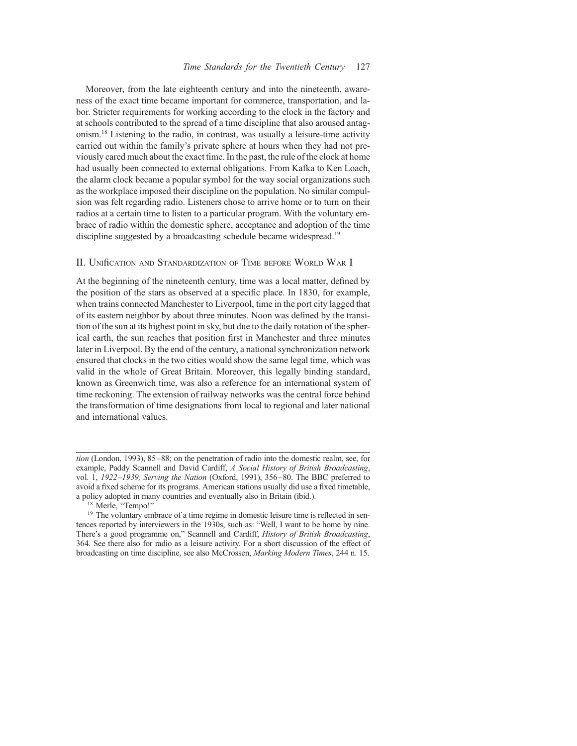Moreover, from the late eighteenth century and into the nineteenth, awareness of the exact time became important for commerce, transportation, and labor. Stricter requirements for working according to the clock in the factory and at schools contributed to the spread of a time discipline that also aroused antagonism.[18] Listening to the radio, in contrast, was usually a leisure-time activity carried out within the family's private sphere at hours when they had not previously cared much about the exact time. In the past, the rule of the clock at home had usually been connected to external obligations. From Kafka to Ken Loach, the alarm clock became a popular symbol for the way social organizations such as the workplace imposed their discipline on the population. No similar compulsion was felt regarding radio. Listeners chose to arrive home or to turn on their radios at a certain time to listen to a particular program. With the voluntary embrace of radio within the domestic sphere, acceptance and adoption of the time discipline suggested by a broadcasting schedule became widespread.[19]

## II. Unification and Standardization of Time before World War I

At the beginning of the nineteenth century, time was a local matter, defined by the position of the stars as observed at a specific place. In 1830, for example, when trains connected Manchester to Liverpool, time in the port city lagged that of its eastern neighbor by about three minutes. Noon was defined by the transition of the sun at its highest point in sky, but due to the daily rotation of the spherical earth, the sun reaches that position first in Manchester and three minutes later in Liverpool. By the end of the century, a national synchronization network ensured that clocks in the two cities would show the same legal time, which was valid in the whole of Great Britain. Moreover, this legally binding standard, known as Greenwich time, was also a reference for an international system of time reckoning. The extension of railway networks was the central force behind the transformation of time designations from local to regional and later national and international values.

---

*tion* (London, 1993), 85–88; on the penetration of radio into the domestic realm, see, for example, Paddy Scannell and David Cardiff, *A Social History of British Broadcasting*, vol. 1, *1922–1939, Serving the Nation* (Oxford, 1991), 356–80. The BBC preferred to avoid a fixed scheme for its programs. American stations usually did use a fixed timetable, a policy adopted in many countries and eventually also in Britain (ibid.).

[18] Merle, "Tempo!"

[19] The voluntary embrace of a time regime in domestic leisure time is reflected in sentences reported by interviewers in the 1930s, such as: "Well, I want to be home by nine. There's a good programme on," Scannell and Cardiff, *History of British Broadcasting*, 364. See there also for radio as a leisure activity. For a short discussion of the effect of broadcasting on time discipline, see also McCrossen, *Marking Modern Times*, 244 n. 15.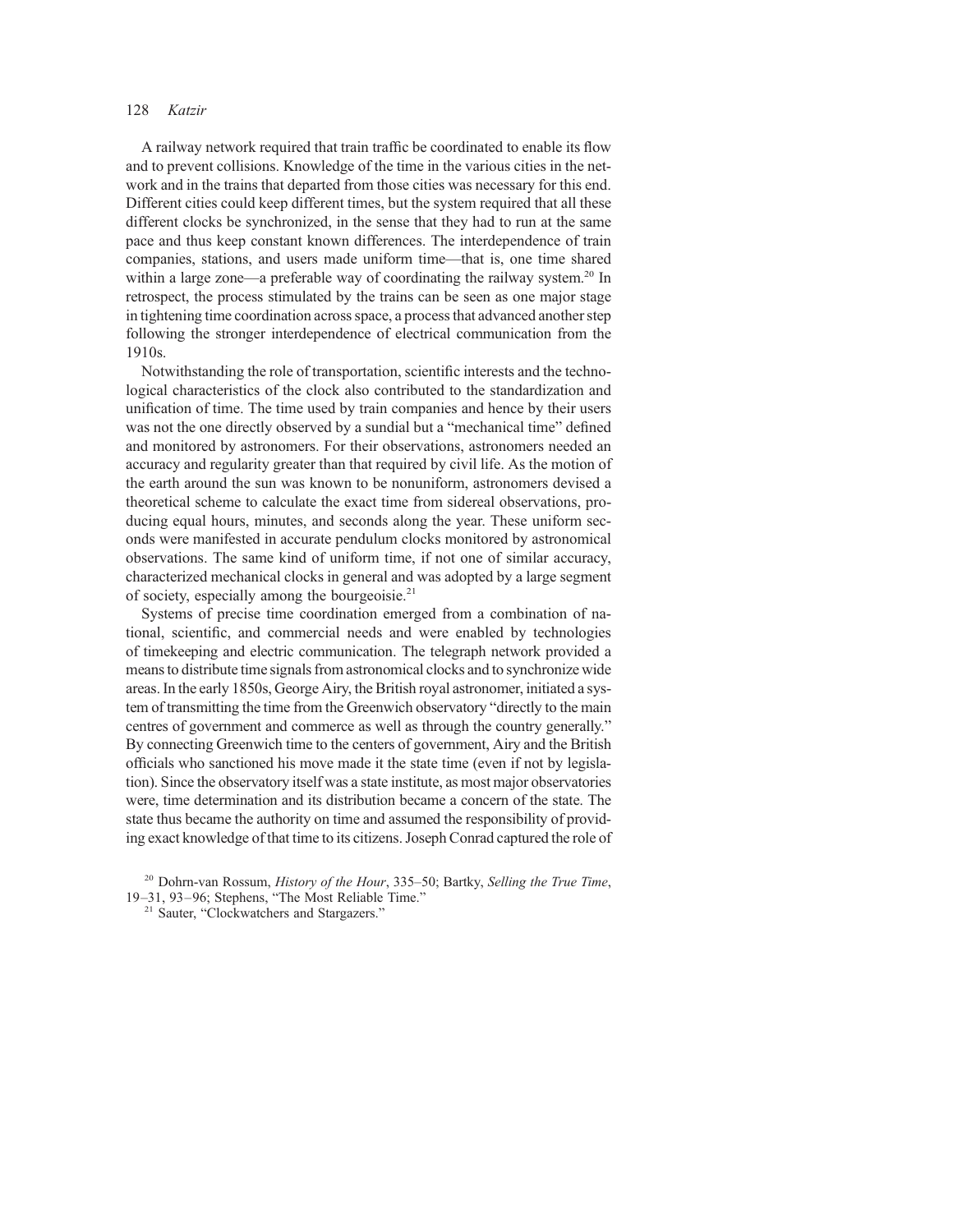A railway network required that train traffic be coordinated to enable its flow and to prevent collisions. Knowledge of the time in the various cities in the network and in the trains that departed from those cities was necessary for this end. Different cities could keep different times, but the system required that all these different clocks be synchronized, in the sense that they had to run at the same pace and thus keep constant known differences. The interdependence of train companies, stations, and users made uniform time—that is, one time shared within a large zone—a preferable way of coordinating the railway system.[20] In retrospect, the process stimulated by the trains can be seen as one major stage in tightening time coordination across space, a process that advanced another step following the stronger interdependence of electrical communication from the 1910s.

Notwithstanding the role of transportation, scientific interests and the technological characteristics of the clock also contributed to the standardization and unification of time. The time used by train companies and hence by their users was not the one directly observed by a sundial but a "mechanical time" defined and monitored by astronomers. For their observations, astronomers needed an accuracy and regularity greater than that required by civil life. As the motion of the earth around the sun was known to be nonuniform, astronomers devised a theoretical scheme to calculate the exact time from sidereal observations, producing equal hours, minutes, and seconds along the year. These uniform seconds were manifested in accurate pendulum clocks monitored by astronomical observations. The same kind of uniform time, if not one of similar accuracy, characterized mechanical clocks in general and was adopted by a large segment of society, especially among the bourgeoisie.[21]

Systems of precise time coordination emerged from a combination of national, scientific, and commercial needs and were enabled by technologies of timekeeping and electric communication. The telegraph network provided a means to distribute time signals from astronomical clocks and to synchronize wide areas. In the early 1850s, George Airy, the British royal astronomer, initiated a system of transmitting the time from the Greenwich observatory "directly to the main centres of government and commerce as well as through the country generally." By connecting Greenwich time to the centers of government, Airy and the British officials who sanctioned his move made it the state time (even if not by legislation). Since the observatory itself was a state institute, as most major observatories were, time determination and its distribution became a concern of the state. The state thus became the authority on time and assumed the responsibility of providing exact knowledge of that time to its citizens. Joseph Conrad captured the role of

[20] Dohrn-van Rossum, *History of the Hour*, 335–50; Bartky, *Selling the True Time*, 19–31, 93–96; Stephens, "The Most Reliable Time."

[21] Sauter, "Clockwatchers and Stargazers."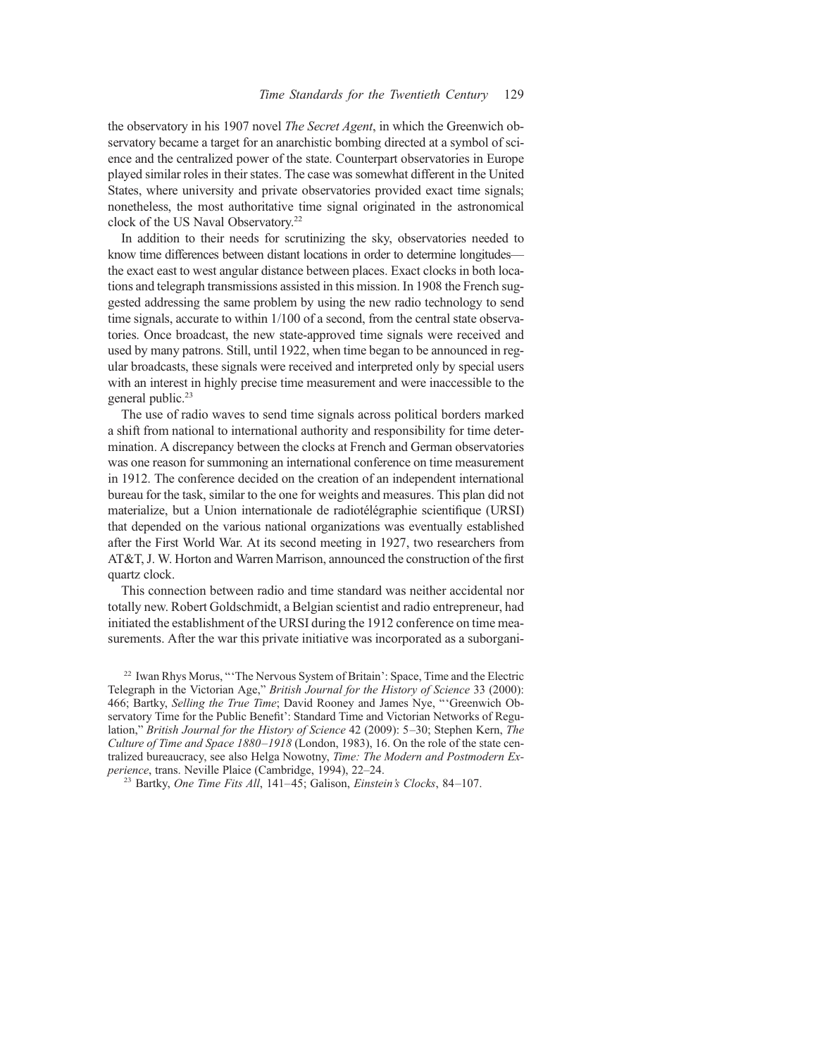the observatory in his 1907 novel *The Secret Agent*, in which the Greenwich observatory became a target for an anarchistic bombing directed at a symbol of science and the centralized power of the state. Counterpart observatories in Europe played similar roles in their states. The case was somewhat different in the United States, where university and private observatories provided exact time signals; nonetheless, the most authoritative time signal originated in the astronomical clock of the US Naval Observatory.[22]

In addition to their needs for scrutinizing the sky, observatories needed to know time differences between distant locations in order to determine longitudes—the exact east to west angular distance between places. Exact clocks in both locations and telegraph transmissions assisted in this mission. In 1908 the French suggested addressing the same problem by using the new radio technology to send time signals, accurate to within 1/100 of a second, from the central state observatories. Once broadcast, the new state-approved time signals were received and used by many patrons. Still, until 1922, when time began to be announced in regular broadcasts, these signals were received and interpreted only by special users with an interest in highly precise time measurement and were inaccessible to the general public.[23]

The use of radio waves to send time signals across political borders marked a shift from national to international authority and responsibility for time determination. A discrepancy between the clocks at French and German observatories was one reason for summoning an international conference on time measurement in 1912. The conference decided on the creation of an independent international bureau for the task, similar to the one for weights and measures. This plan did not materialize, but a Union internationale de radiotélégraphie scientifique (URSI) that depended on the various national organizations was eventually established after the First World War. At its second meeting in 1927, two researchers from AT&T, J. W. Horton and Warren Marrison, announced the construction of the first quartz clock.

This connection between radio and time standard was neither accidental nor totally new. Robert Goldschmidt, a Belgian scientist and radio entrepreneur, had initiated the establishment of the URSI during the 1912 conference on time measurements. After the war this private initiative was incorporated as a suborgani-

[22] Iwan Rhys Morus, "'The Nervous System of Britain': Space, Time and the Electric Telegraph in the Victorian Age," *British Journal for the History of Science* 33 (2000): 466; Bartky, *Selling the True Time*; David Rooney and James Nye, "'Greenwich Observatory Time for the Public Benefit': Standard Time and Victorian Networks of Regulation," *British Journal for the History of Science* 42 (2009): 5–30; Stephen Kern, *The Culture of Time and Space 1880–1918* (London, 1983), 16. On the role of the state centralized bureaucracy, see also Helga Nowotny, *Time: The Modern and Postmodern Experience*, trans. Neville Plaice (Cambridge, 1994), 22–24.

[23] Bartky, *One Time Fits All*, 141–45; Galison, *Einstein's Clocks*, 84–107.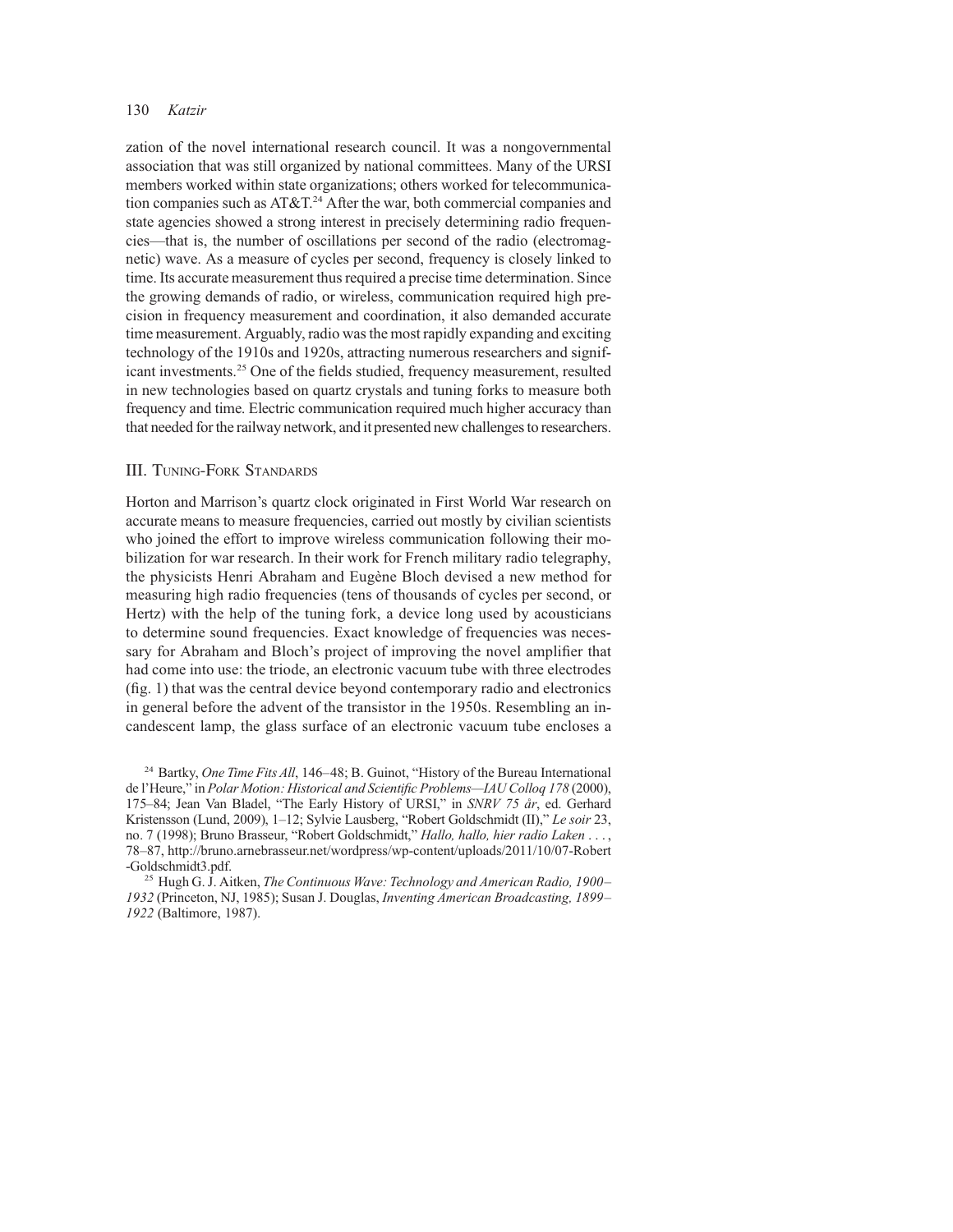zation of the novel international research council. It was a nongovernmental association that was still organized by national committees. Many of the URSI members worked within state organizations; others worked for telecommunication companies such as AT&T.[24] After the war, both commercial companies and state agencies showed a strong interest in precisely determining radio frequencies—that is, the number of oscillations per second of the radio (electromagnetic) wave. As a measure of cycles per second, frequency is closely linked to time. Its accurate measurement thus required a precise time determination. Since the growing demands of radio, or wireless, communication required high precision in frequency measurement and coordination, it also demanded accurate time measurement. Arguably, radio was the most rapidly expanding and exciting technology of the 1910s and 1920s, attracting numerous researchers and significant investments.[25] One of the fields studied, frequency measurement, resulted in new technologies based on quartz crystals and tuning forks to measure both frequency and time. Electric communication required much higher accuracy than that needed for the railway network, and it presented new challenges to researchers.

## III. Tuning-Fork Standards

Horton and Marrison's quartz clock originated in First World War research on accurate means to measure frequencies, carried out mostly by civilian scientists who joined the effort to improve wireless communication following their mobilization for war research. In their work for French military radio telegraphy, the physicists Henri Abraham and Eugène Bloch devised a new method for measuring high radio frequencies (tens of thousands of cycles per second, or Hertz) with the help of the tuning fork, a device long used by acousticians to determine sound frequencies. Exact knowledge of frequencies was necessary for Abraham and Bloch's project of improving the novel amplifier that had come into use: the triode, an electronic vacuum tube with three electrodes (fig. 1) that was the central device beyond contemporary radio and electronics in general before the advent of the transistor in the 1950s. Resembling an incandescent lamp, the glass surface of an electronic vacuum tube encloses a

[24] Bartky, *One Time Fits All*, 146–48; B. Guinot, "History of the Bureau International de l'Heure," in *Polar Motion: Historical and Scientific Problems—IAU Colloq 178* (2000), 175–84; Jean Van Bladel, "The Early History of URSI," in *SNRV 75 år*, ed. Gerhard Kristensson (Lund, 2009), 1–12; Sylvie Lausberg, "Robert Goldschmidt (II)," *Le soir* 23, no. 7 (1998); Bruno Brasseur, "Robert Goldschmidt," *Hallo, hallo, hier radio Laken . . .*, 78–87, http://bruno.arnebrasseur.net/wordpress/wp-content/uploads/2011/10/07-Robert-Goldschmidt3.pdf.

[25] Hugh G. J. Aitken, *The Continuous Wave: Technology and American Radio, 1900–1932* (Princeton, NJ, 1985); Susan J. Douglas, *Inventing American Broadcasting, 1899–1922* (Baltimore, 1987).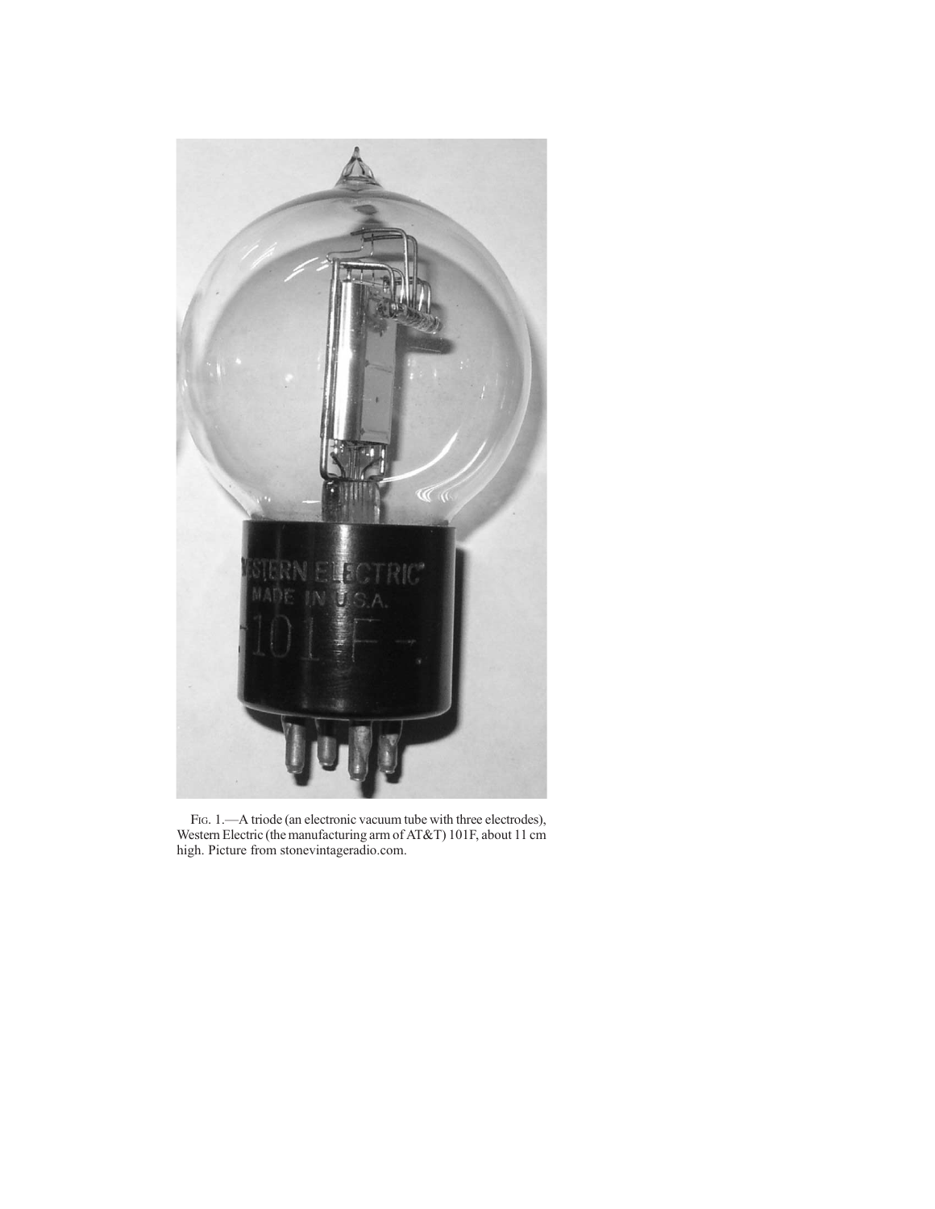FIG. 1.—A triode (an electronic vacuum tube with three electrodes), Western Electric (the manufacturing arm of AT&T) 101F, about 11 cm high. Picture from stonevintageradio.com.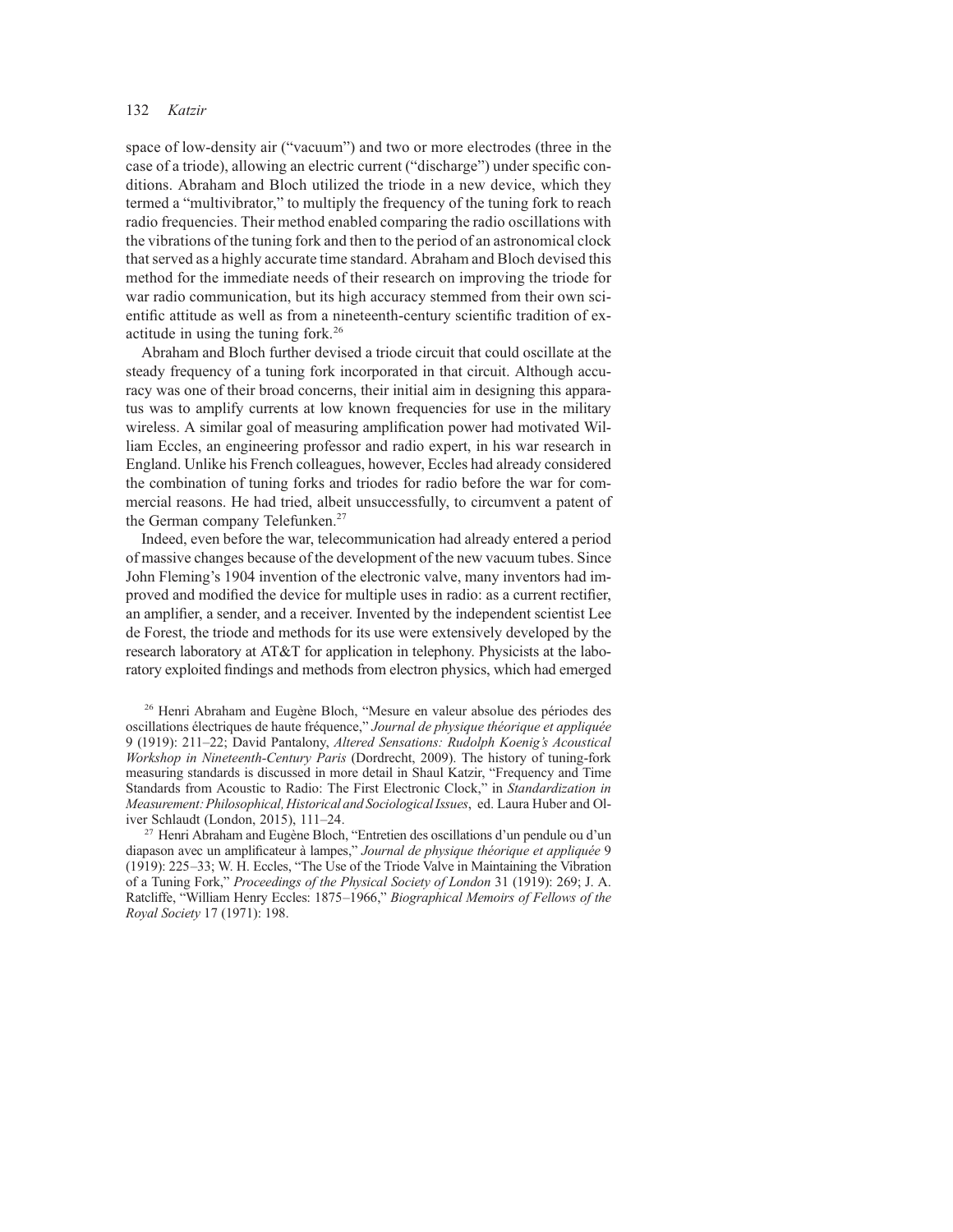space of low-density air ("vacuum") and two or more electrodes (three in the case of a triode), allowing an electric current ("discharge") under specific conditions. Abraham and Bloch utilized the triode in a new device, which they termed a "multivibrator," to multiply the frequency of the tuning fork to reach radio frequencies. Their method enabled comparing the radio oscillations with the vibrations of the tuning fork and then to the period of an astronomical clock that served as a highly accurate time standard. Abraham and Bloch devised this method for the immediate needs of their research on improving the triode for war radio communication, but its high accuracy stemmed from their own scientific attitude as well as from a nineteenth-century scientific tradition of exactitude in using the tuning fork.[26]

Abraham and Bloch further devised a triode circuit that could oscillate at the steady frequency of a tuning fork incorporated in that circuit. Although accuracy was one of their broad concerns, their initial aim in designing this apparatus was to amplify currents at low known frequencies for use in the military wireless. A similar goal of measuring amplification power had motivated William Eccles, an engineering professor and radio expert, in his war research in England. Unlike his French colleagues, however, Eccles had already considered the combination of tuning forks and triodes for radio before the war for commercial reasons. He had tried, albeit unsuccessfully, to circumvent a patent of the German company Telefunken.[27]

Indeed, even before the war, telecommunication had already entered a period of massive changes because of the development of the new vacuum tubes. Since John Fleming's 1904 invention of the electronic valve, many inventors had improved and modified the device for multiple uses in radio: as a current rectifier, an amplifier, a sender, and a receiver. Invented by the independent scientist Lee de Forest, the triode and methods for its use were extensively developed by the research laboratory at AT&T for application in telephony. Physicists at the laboratory exploited findings and methods from electron physics, which had emerged

[26] Henri Abraham and Eugène Bloch, "Mesure en valeur absolue des périodes des oscillations électriques de haute fréquence," *Journal de physique théorique et appliquée* 9 (1919): 211–22; David Pantalony, *Altered Sensations: Rudolph Koenig's Acoustical Workshop in Nineteenth-Century Paris* (Dordrecht, 2009). The history of tuning-fork measuring standards is discussed in more detail in Shaul Katzir, "Frequency and Time Standards from Acoustic to Radio: The First Electronic Clock," in *Standardization in Measurement: Philosophical, Historical and Sociological Issues*, ed. Laura Huber and Oliver Schlaudt (London, 2015), 111–24.

[27] Henri Abraham and Eugène Bloch, "Entretien des oscillations d'un pendule ou d'un diapason avec un amplificateur à lampes," *Journal de physique théorique et appliquée* 9 (1919): 225–33; W. H. Eccles, "The Use of the Triode Valve in Maintaining the Vibration of a Tuning Fork," *Proceedings of the Physical Society of London* 31 (1919): 269; J. A. Ratcliffe, "William Henry Eccles: 1875–1966," *Biographical Memoirs of Fellows of the Royal Society* 17 (1971): 198.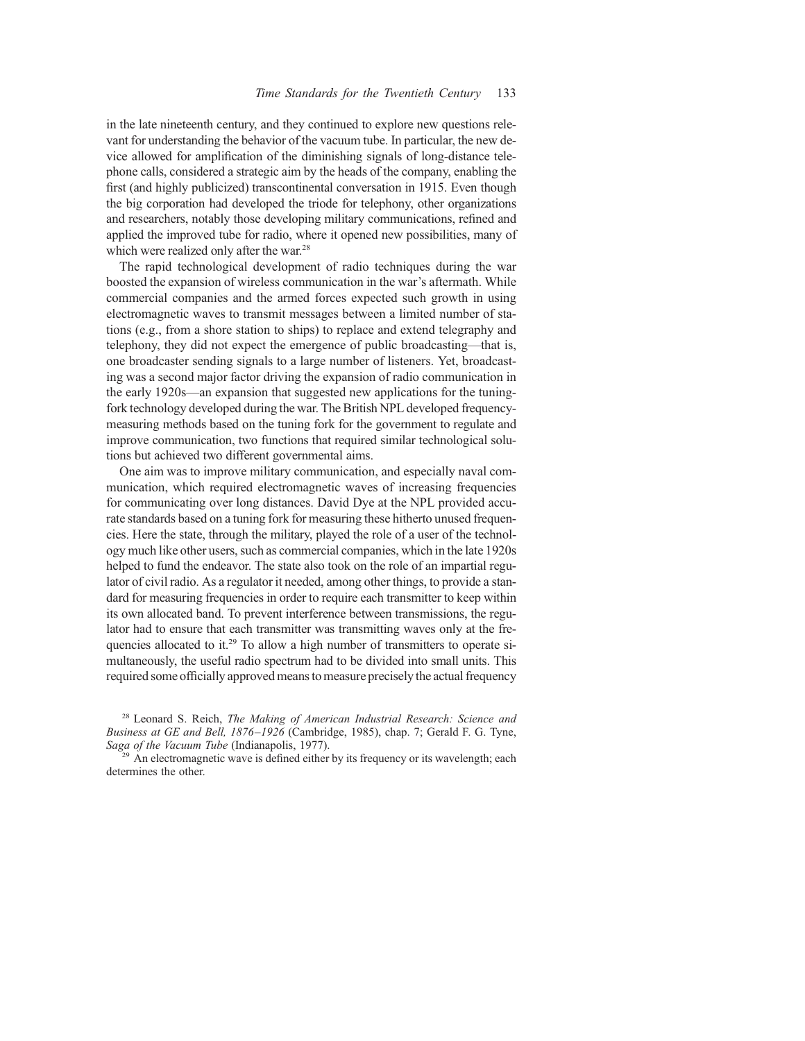in the late nineteenth century, and they continued to explore new questions relevant for understanding the behavior of the vacuum tube. In particular, the new device allowed for amplification of the diminishing signals of long-distance telephone calls, considered a strategic aim by the heads of the company, enabling the first (and highly publicized) transcontinental conversation in 1915. Even though the big corporation had developed the triode for telephony, other organizations and researchers, notably those developing military communications, refined and applied the improved tube for radio, where it opened new possibilities, many of which were realized only after the war.[28]

The rapid technological development of radio techniques during the war boosted the expansion of wireless communication in the war's aftermath. While commercial companies and the armed forces expected such growth in using electromagnetic waves to transmit messages between a limited number of stations (e.g., from a shore station to ships) to replace and extend telegraphy and telephony, they did not expect the emergence of public broadcasting—that is, one broadcaster sending signals to a large number of listeners. Yet, broadcasting was a second major factor driving the expansion of radio communication in the early 1920s—an expansion that suggested new applications for the tuning-fork technology developed during the war. The British NPL developed frequency-measuring methods based on the tuning fork for the government to regulate and improve communication, two functions that required similar technological solutions but achieved two different governmental aims.

One aim was to improve military communication, and especially naval communication, which required electromagnetic waves of increasing frequencies for communicating over long distances. David Dye at the NPL provided accurate standards based on a tuning fork for measuring these hitherto unused frequencies. Here the state, through the military, played the role of a user of the technology much like other users, such as commercial companies, which in the late 1920s helped to fund the endeavor. The state also took on the role of an impartial regulator of civil radio. As a regulator it needed, among other things, to provide a standard for measuring frequencies in order to require each transmitter to keep within its own allocated band. To prevent interference between transmissions, the regulator had to ensure that each transmitter was transmitting waves only at the frequencies allocated to it.[29] To allow a high number of transmitters to operate simultaneously, the useful radio spectrum had to be divided into small units. This required some officially approved means to measure precisely the actual frequency

[28] Leonard S. Reich, *The Making of American Industrial Research: Science and Business at GE and Bell, 1876–1926* (Cambridge, 1985), chap. 7; Gerald F. G. Tyne, *Saga of the Vacuum Tube* (Indianapolis, 1977).

[29] An electromagnetic wave is defined either by its frequency or its wavelength; each determines the other.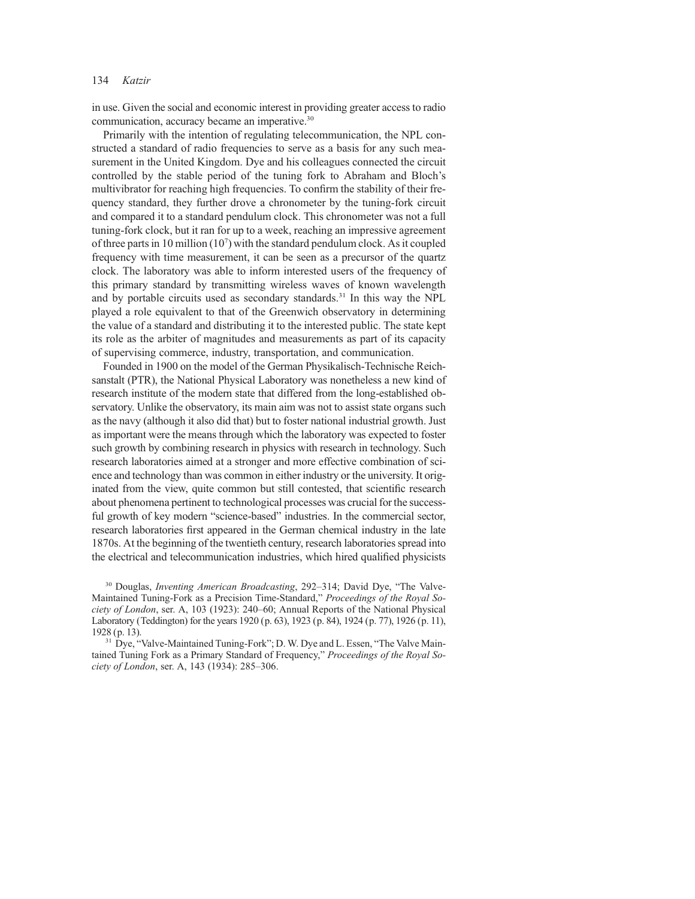in use. Given the social and economic interest in providing greater access to radio communication, accuracy became an imperative.[30]

Primarily with the intention of regulating telecommunication, the NPL constructed a standard of radio frequencies to serve as a basis for any such measurement in the United Kingdom. Dye and his colleagues connected the circuit controlled by the stable period of the tuning fork to Abraham and Bloch's multivibrator for reaching high frequencies. To confirm the stability of their frequency standard, they further drove a chronometer by the tuning-fork circuit and compared it to a standard pendulum clock. This chronometer was not a full tuning-fork clock, but it ran for up to a week, reaching an impressive agreement of three parts in 10 million ($10^7$) with the standard pendulum clock. As it coupled frequency with time measurement, it can be seen as a precursor of the quartz clock. The laboratory was able to inform interested users of the frequency of this primary standard by transmitting wireless waves of known wavelength and by portable circuits used as secondary standards.[31] In this way the NPL played a role equivalent to that of the Greenwich observatory in determining the value of a standard and distributing it to the interested public. The state kept its role as the arbiter of magnitudes and measurements as part of its capacity of supervising commerce, industry, transportation, and communication.

Founded in 1900 on the model of the German Physikalisch-Technische Reichsanstalt (PTR), the National Physical Laboratory was nonetheless a new kind of research institute of the modern state that differed from the long-established observatory. Unlike the observatory, its main aim was not to assist state organs such as the navy (although it also did that) but to foster national industrial growth. Just as important were the means through which the laboratory was expected to foster such growth by combining research in physics with research in technology. Such research laboratories aimed at a stronger and more effective combination of science and technology than was common in either industry or the university. It originated from the view, quite common but still contested, that scientific research about phenomena pertinent to technological processes was crucial for the successful growth of key modern "science-based" industries. In the commercial sector, research laboratories first appeared in the German chemical industry in the late 1870s. At the beginning of the twentieth century, research laboratories spread into the electrical and telecommunication industries, which hired qualified physicists

[30] Douglas, *Inventing American Broadcasting*, 292–314; David Dye, "The Valve-Maintained Tuning-Fork as a Precision Time-Standard," *Proceedings of the Royal Society of London*, ser. A, 103 (1923): 240–60; Annual Reports of the National Physical Laboratory (Teddington) for the years 1920 (p. 63), 1923 (p. 84), 1924 (p. 77), 1926 (p. 11), 1928 (p. 13).

[31] Dye, "Valve-Maintained Tuning-Fork"; D. W. Dye and L. Essen, "The Valve Maintained Tuning Fork as a Primary Standard of Frequency," *Proceedings of the Royal Society of London*, ser. A, 143 (1934): 285–306.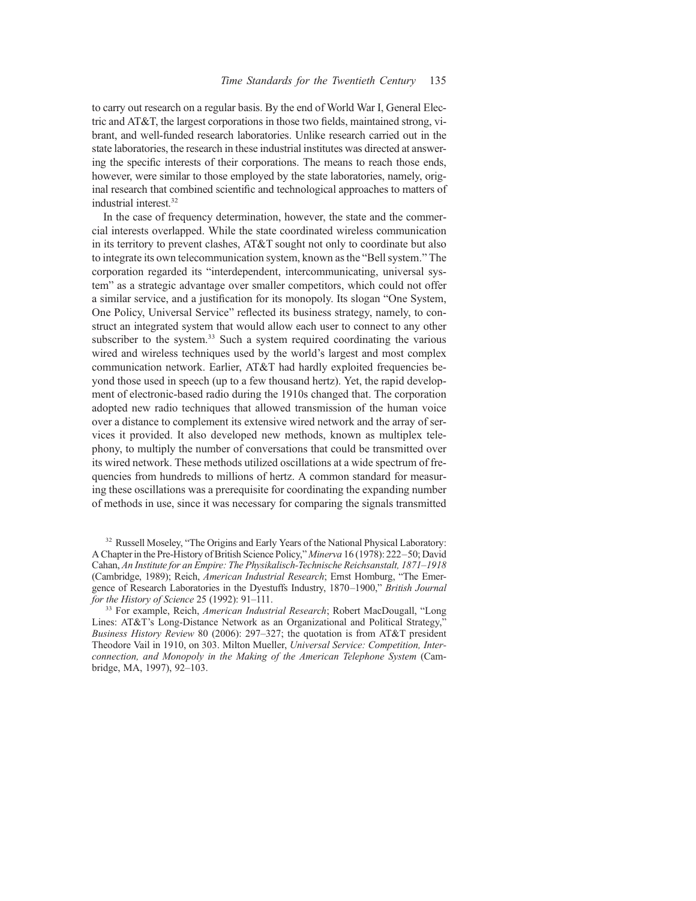to carry out research on a regular basis. By the end of World War I, General Electric and AT&T, the largest corporations in those two fields, maintained strong, vibrant, and well-funded research laboratories. Unlike research carried out in the state laboratories, the research in these industrial institutes was directed at answering the specific interests of their corporations. The means to reach those ends, however, were similar to those employed by the state laboratories, namely, original research that combined scientific and technological approaches to matters of industrial interest.[32]

In the case of frequency determination, however, the state and the commercial interests overlapped. While the state coordinated wireless communication in its territory to prevent clashes, AT&T sought not only to coordinate but also to integrate its own telecommunication system, known as the "Bell system." The corporation regarded its "interdependent, intercommunicating, universal system" as a strategic advantage over smaller competitors, which could not offer a similar service, and a justification for its monopoly. Its slogan "One System, One Policy, Universal Service" reflected its business strategy, namely, to construct an integrated system that would allow each user to connect to any other subscriber to the system.[33] Such a system required coordinating the various wired and wireless techniques used by the world's largest and most complex communication network. Earlier, AT&T had hardly exploited frequencies beyond those used in speech (up to a few thousand hertz). Yet, the rapid development of electronic-based radio during the 1910s changed that. The corporation adopted new radio techniques that allowed transmission of the human voice over a distance to complement its extensive wired network and the array of services it provided. It also developed new methods, known as multiplex telephony, to multiply the number of conversations that could be transmitted over its wired network. These methods utilized oscillations at a wide spectrum of frequencies from hundreds to millions of hertz. A common standard for measuring these oscillations was a prerequisite for coordinating the expanding number of methods in use, since it was necessary for comparing the signals transmitted

[32] Russell Moseley, "The Origins and Early Years of the National Physical Laboratory: A Chapter in the Pre-History of British Science Policy," *Minerva* 16 (1978): 222–50; David Cahan, *An Institute for an Empire: The Physikalisch-Technische Reichsanstalt, 1871–1918* (Cambridge, 1989); Reich, *American Industrial Research*; Ernst Homburg, "The Emergence of Research Laboratories in the Dyestuffs Industry, 1870–1900," *British Journal for the History of Science* 25 (1992): 91–111.

[33] For example, Reich, *American Industrial Research*; Robert MacDougall, "Long Lines: AT&T's Long-Distance Network as an Organizational and Political Strategy," *Business History Review* 80 (2006): 297–327; the quotation is from AT&T president Theodore Vail in 1910, on 303. Milton Mueller, *Universal Service: Competition, Interconnection, and Monopoly in the Making of the American Telephone System* (Cambridge, MA, 1997), 92–103.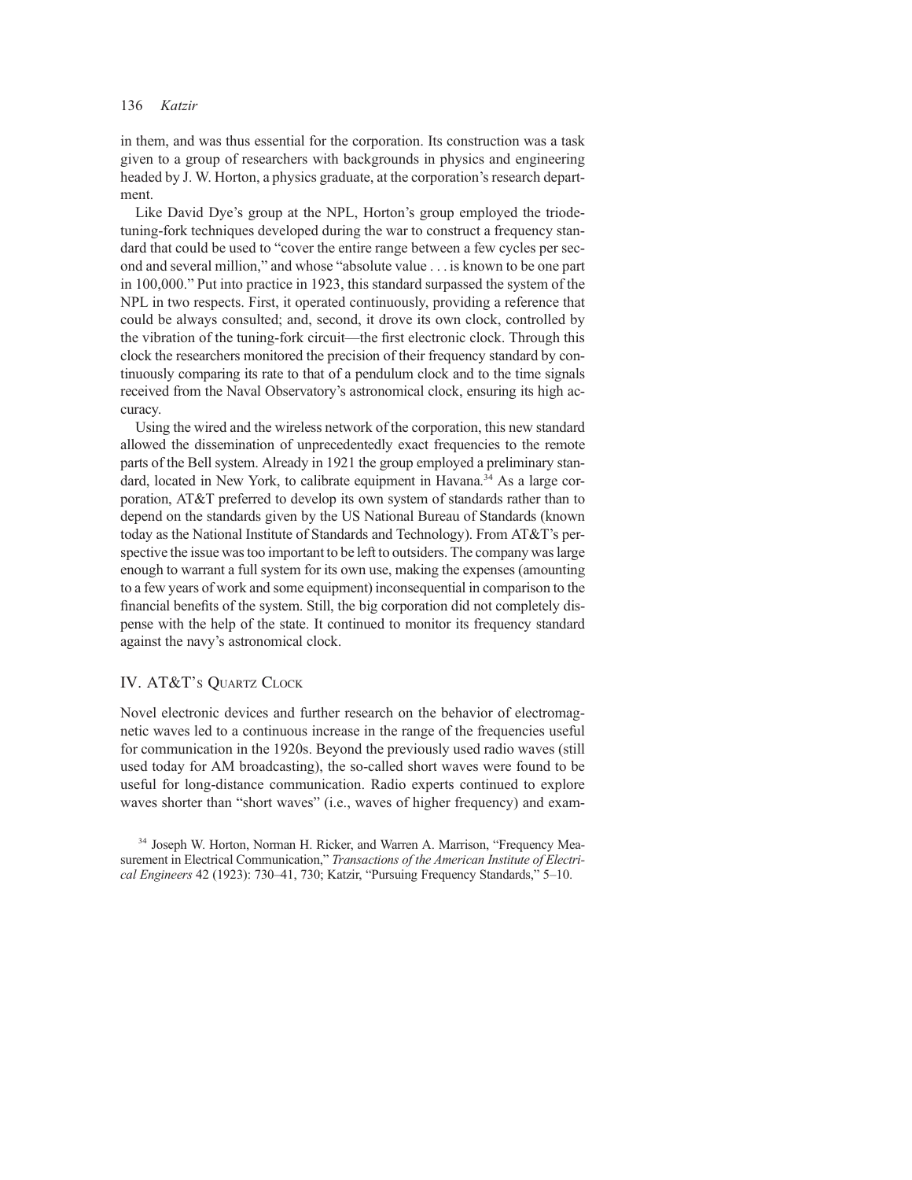in them, and was thus essential for the corporation. Its construction was a task given to a group of researchers with backgrounds in physics and engineering headed by J. W. Horton, a physics graduate, at the corporation's research department.

Like David Dye's group at the NPL, Horton's group employed the triode-tuning-fork techniques developed during the war to construct a frequency standard that could be used to "cover the entire range between a few cycles per second and several million," and whose "absolute value . . . is known to be one part in 100,000." Put into practice in 1923, this standard surpassed the system of the NPL in two respects. First, it operated continuously, providing a reference that could be always consulted; and, second, it drove its own clock, controlled by the vibration of the tuning-fork circuit—the first electronic clock. Through this clock the researchers monitored the precision of their frequency standard by continuously comparing its rate to that of a pendulum clock and to the time signals received from the Naval Observatory's astronomical clock, ensuring its high accuracy.

Using the wired and the wireless network of the corporation, this new standard allowed the dissemination of unprecedentedly exact frequencies to the remote parts of the Bell system. Already in 1921 the group employed a preliminary standard, located in New York, to calibrate equipment in Havana.[34] As a large corporation, AT&T preferred to develop its own system of standards rather than to depend on the standards given by the US National Bureau of Standards (known today as the National Institute of Standards and Technology). From AT&T's perspective the issue was too important to be left to outsiders. The company was large enough to warrant a full system for its own use, making the expenses (amounting to a few years of work and some equipment) inconsequential in comparison to the financial benefits of the system. Still, the big corporation did not completely dispense with the help of the state. It continued to monitor its frequency standard against the navy's astronomical clock.

## IV. AT&T's Quartz Clock

Novel electronic devices and further research on the behavior of electromagnetic waves led to a continuous increase in the range of the frequencies useful for communication in the 1920s. Beyond the previously used radio waves (still used today for AM broadcasting), the so-called short waves were found to be useful for long-distance communication. Radio experts continued to explore waves shorter than "short waves" (i.e., waves of higher frequency) and exam-

[34] Joseph W. Horton, Norman H. Ricker, and Warren A. Marrison, "Frequency Measurement in Electrical Communication," *Transactions of the American Institute of Electrical Engineers* 42 (1923): 730–41, 730; Katzir, "Pursuing Frequency Standards," 5–10.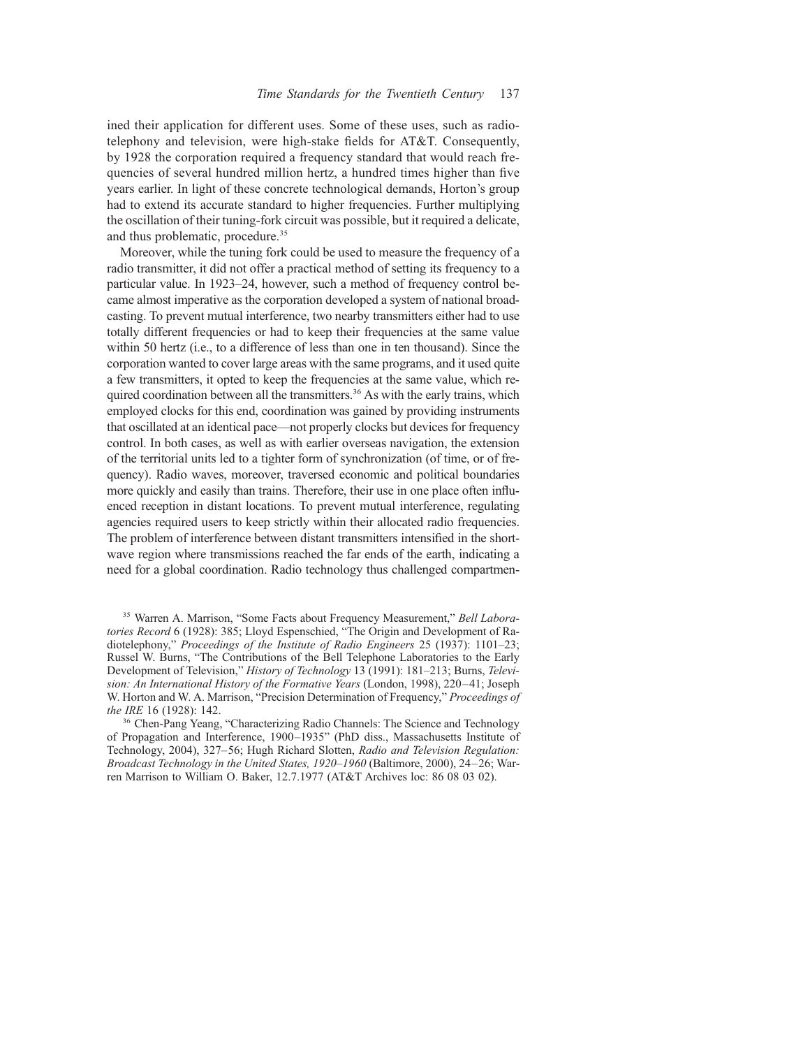ined their application for different uses. Some of these uses, such as radiotelephony and television, were high-stake fields for AT&T. Consequently, by 1928 the corporation required a frequency standard that would reach frequencies of several hundred million hertz, a hundred times higher than five years earlier. In light of these concrete technological demands, Horton's group had to extend its accurate standard to higher frequencies. Further multiplying the oscillation of their tuning-fork circuit was possible, but it required a delicate, and thus problematic, procedure.[35]

Moreover, while the tuning fork could be used to measure the frequency of a radio transmitter, it did not offer a practical method of setting its frequency to a particular value. In 1923–24, however, such a method of frequency control became almost imperative as the corporation developed a system of national broadcasting. To prevent mutual interference, two nearby transmitters either had to use totally different frequencies or had to keep their frequencies at the same value within 50 hertz (i.e., to a difference of less than one in ten thousand). Since the corporation wanted to cover large areas with the same programs, and it used quite a few transmitters, it opted to keep the frequencies at the same value, which required coordination between all the transmitters.[36] As with the early trains, which employed clocks for this end, coordination was gained by providing instruments that oscillated at an identical pace—not properly clocks but devices for frequency control. In both cases, as well as with earlier overseas navigation, the extension of the territorial units led to a tighter form of synchronization (of time, or of frequency). Radio waves, moreover, traversed economic and political boundaries more quickly and easily than trains. Therefore, their use in one place often influenced reception in distant locations. To prevent mutual interference, regulating agencies required users to keep strictly within their allocated radio frequencies. The problem of interference between distant transmitters intensified in the shortwave region where transmissions reached the far ends of the earth, indicating a need for a global coordination. Radio technology thus challenged compartmen-

[35] Warren A. Marrison, "Some Facts about Frequency Measurement," *Bell Laboratories Record* 6 (1928): 385; Lloyd Espenschied, "The Origin and Development of Radiotelephony," *Proceedings of the Institute of Radio Engineers* 25 (1937): 1101–23; Russel W. Burns, "The Contributions of the Bell Telephone Laboratories to the Early Development of Television," *History of Technology* 13 (1991): 181–213; Burns, *Television: An International History of the Formative Years* (London, 1998), 220–41; Joseph W. Horton and W. A. Marrison, "Precision Determination of Frequency," *Proceedings of the IRE* 16 (1928): 142.

[36] Chen-Pang Yeang, "Characterizing Radio Channels: The Science and Technology of Propagation and Interference, 1900–1935" (PhD diss., Massachusetts Institute of Technology, 2004), 327–56; Hugh Richard Slotten, *Radio and Television Regulation: Broadcast Technology in the United States, 1920–1960* (Baltimore, 2000), 24–26; Warren Marrison to William O. Baker, 12.7.1977 (AT&T Archives loc: 86 08 03 02).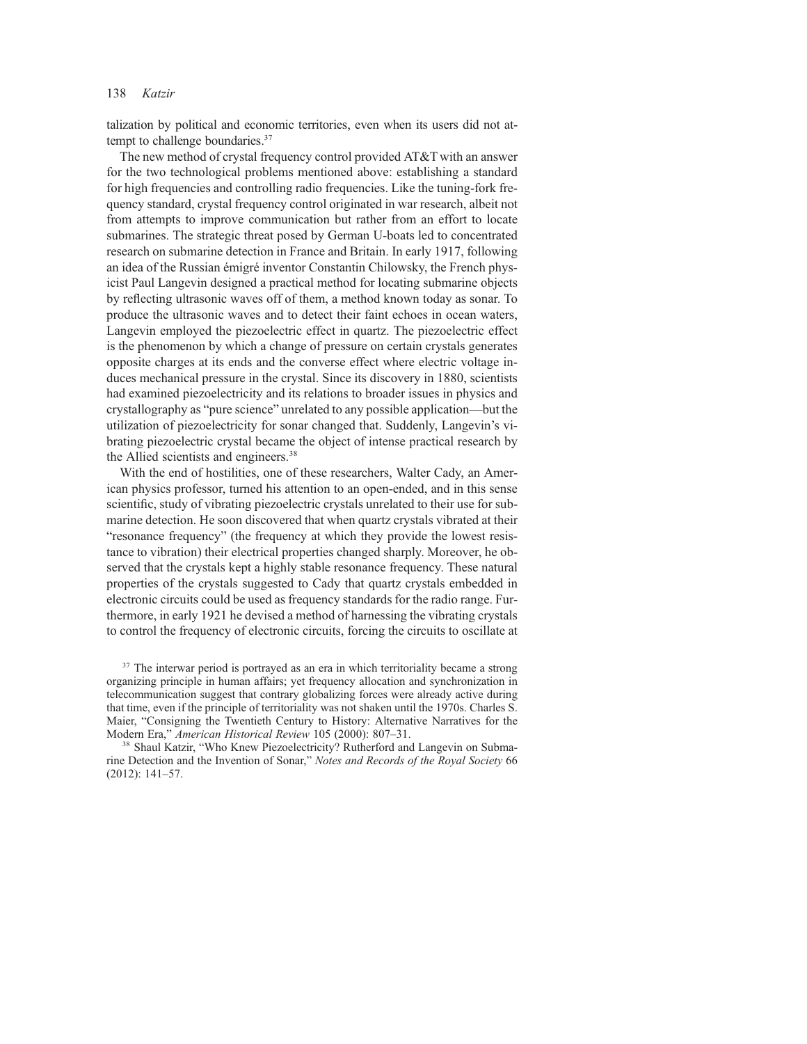talization by political and economic territories, even when its users did not attempt to challenge boundaries.[37]

The new method of crystal frequency control provided AT&T with an answer for the two technological problems mentioned above: establishing a standard for high frequencies and controlling radio frequencies. Like the tuning-fork frequency standard, crystal frequency control originated in war research, albeit not from attempts to improve communication but rather from an effort to locate submarines. The strategic threat posed by German U-boats led to concentrated research on submarine detection in France and Britain. In early 1917, following an idea of the Russian émigré inventor Constantin Chilowsky, the French physicist Paul Langevin designed a practical method for locating submarine objects by reflecting ultrasonic waves off of them, a method known today as sonar. To produce the ultrasonic waves and to detect their faint echoes in ocean waters, Langevin employed the piezoelectric effect in quartz. The piezoelectric effect is the phenomenon by which a change of pressure on certain crystals generates opposite charges at its ends and the converse effect where electric voltage induces mechanical pressure in the crystal. Since its discovery in 1880, scientists had examined piezoelectricity and its relations to broader issues in physics and crystallography as "pure science" unrelated to any possible application—but the utilization of piezoelectricity for sonar changed that. Suddenly, Langevin's vibrating piezoelectric crystal became the object of intense practical research by the Allied scientists and engineers.[38]

With the end of hostilities, one of these researchers, Walter Cady, an American physics professor, turned his attention to an open-ended, and in this sense scientific, study of vibrating piezoelectric crystals unrelated to their use for submarine detection. He soon discovered that when quartz crystals vibrated at their "resonance frequency" (the frequency at which they provide the lowest resistance to vibration) their electrical properties changed sharply. Moreover, he observed that the crystals kept a highly stable resonance frequency. These natural properties of the crystals suggested to Cady that quartz crystals embedded in electronic circuits could be used as frequency standards for the radio range. Furthermore, in early 1921 he devised a method of harnessing the vibrating crystals to control the frequency of electronic circuits, forcing the circuits to oscillate at

[37] The interwar period is portrayed as an era in which territoriality became a strong organizing principle in human affairs; yet frequency allocation and synchronization in telecommunication suggest that contrary globalizing forces were already active during that time, even if the principle of territoriality was not shaken until the 1970s. Charles S. Maier, "Consigning the Twentieth Century to History: Alternative Narratives for the Modern Era," *American Historical Review* 105 (2000): 807–31.

[38] Shaul Katzir, "Who Knew Piezoelectricity? Rutherford and Langevin on Submarine Detection and the Invention of Sonar," *Notes and Records of the Royal Society* 66 (2012): 141–57.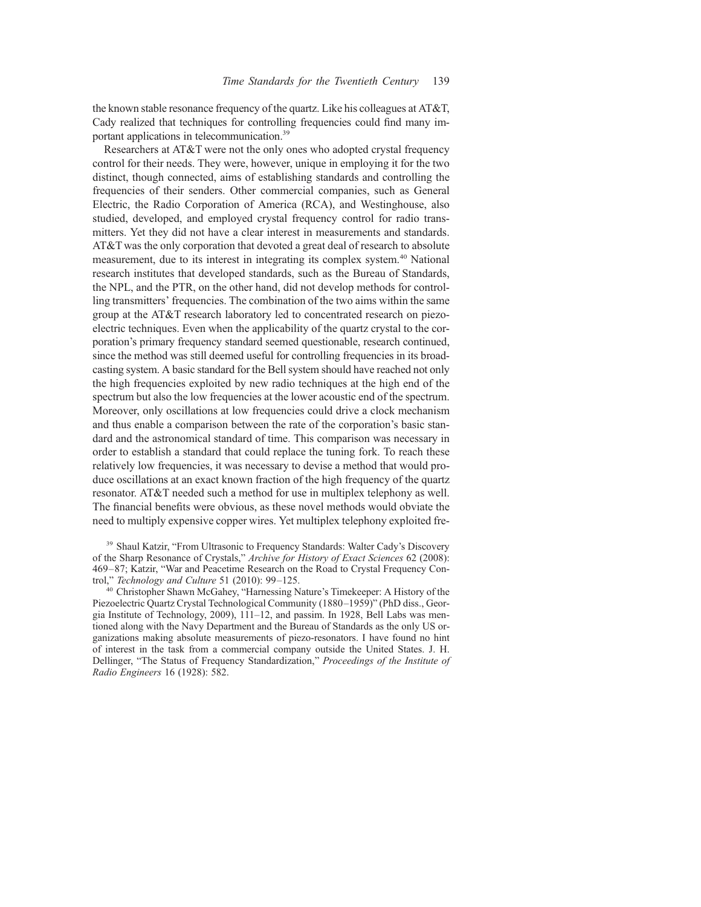the known stable resonance frequency of the quartz. Like his colleagues at AT&T, Cady realized that techniques for controlling frequencies could find many important applications in telecommunication.[39]

Researchers at AT&T were not the only ones who adopted crystal frequency control for their needs. They were, however, unique in employing it for the two distinct, though connected, aims of establishing standards and controlling the frequencies of their senders. Other commercial companies, such as General Electric, the Radio Corporation of America (RCA), and Westinghouse, also studied, developed, and employed crystal frequency control for radio transmitters. Yet they did not have a clear interest in measurements and standards. AT&T was the only corporation that devoted a great deal of research to absolute measurement, due to its interest in integrating its complex system.[40] National research institutes that developed standards, such as the Bureau of Standards, the NPL, and the PTR, on the other hand, did not develop methods for controlling transmitters' frequencies. The combination of the two aims within the same group at the AT&T research laboratory led to concentrated research on piezoelectric techniques. Even when the applicability of the quartz crystal to the corporation's primary frequency standard seemed questionable, research continued, since the method was still deemed useful for controlling frequencies in its broadcasting system. A basic standard for the Bell system should have reached not only the high frequencies exploited by new radio techniques at the high end of the spectrum but also the low frequencies at the lower acoustic end of the spectrum. Moreover, only oscillations at low frequencies could drive a clock mechanism and thus enable a comparison between the rate of the corporation's basic standard and the astronomical standard of time. This comparison was necessary in order to establish a standard that could replace the tuning fork. To reach these relatively low frequencies, it was necessary to devise a method that would produce oscillations at an exact known fraction of the high frequency of the quartz resonator. AT&T needed such a method for use in multiplex telephony as well. The financial benefits were obvious, as these novel methods would obviate the need to multiply expensive copper wires. Yet multiplex telephony exploited fre-

[39] Shaul Katzir, "From Ultrasonic to Frequency Standards: Walter Cady's Discovery of the Sharp Resonance of Crystals," *Archive for History of Exact Sciences* 62 (2008): 469–87; Katzir, "War and Peacetime Research on the Road to Crystal Frequency Control," *Technology and Culture* 51 (2010): 99–125.

[40] Christopher Shawn McGahey, "Harnessing Nature's Timekeeper: A History of the Piezoelectric Quartz Crystal Technological Community (1880–1959)" (PhD diss., Georgia Institute of Technology, 2009), 111–12, and passim. In 1928, Bell Labs was mentioned along with the Navy Department and the Bureau of Standards as the only US organizations making absolute measurements of piezo-resonators. I have found no hint of interest in the task from a commercial company outside the United States. J. H. Dellinger, "The Status of Frequency Standardization," *Proceedings of the Institute of Radio Engineers* 16 (1928): 582.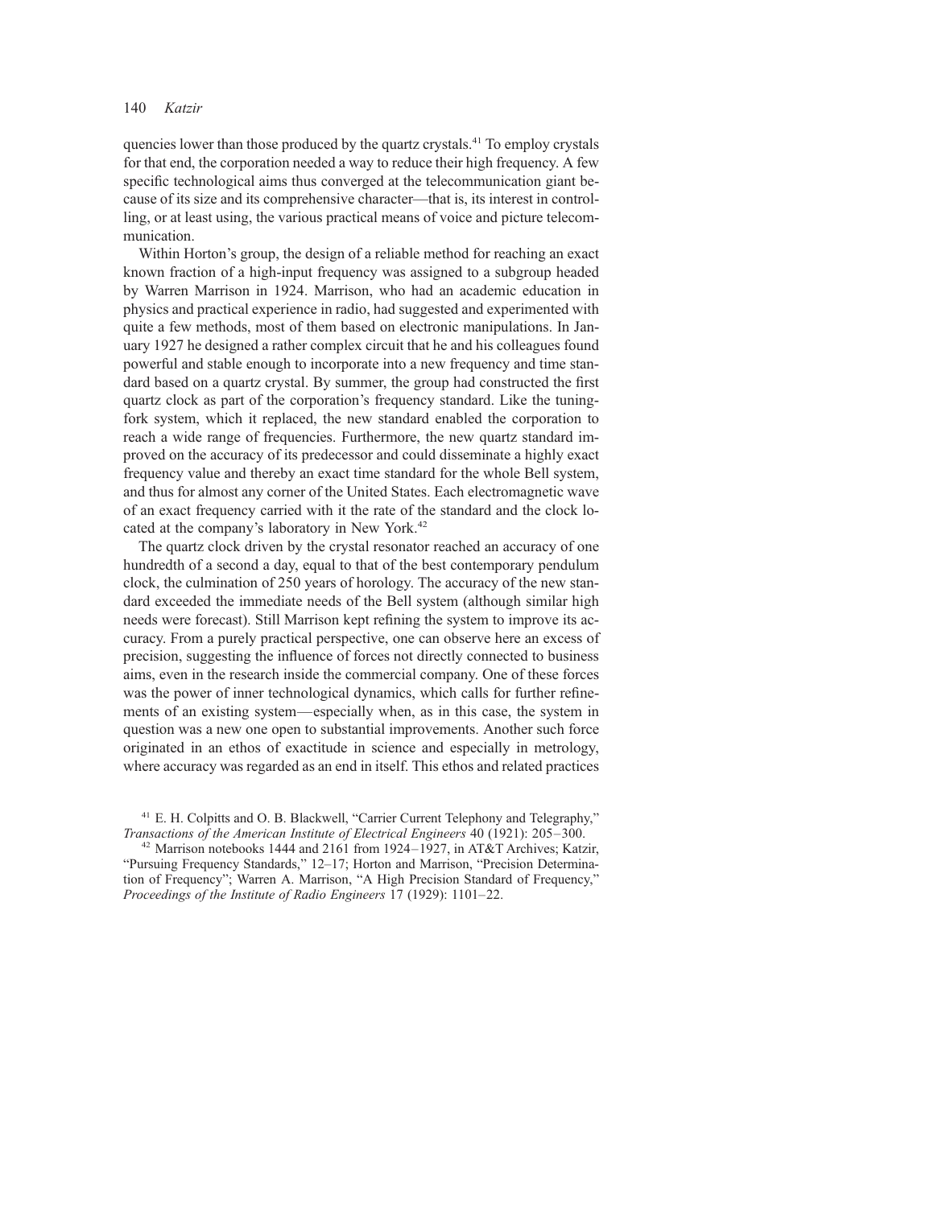quencies lower than those produced by the quartz crystals.[41] To employ crystals for that end, the corporation needed a way to reduce their high frequency. A few specific technological aims thus converged at the telecommunication giant because of its size and its comprehensive character—that is, its interest in controlling, or at least using, the various practical means of voice and picture telecommunication.

Within Horton's group, the design of a reliable method for reaching an exact known fraction of a high-input frequency was assigned to a subgroup headed by Warren Marrison in 1924. Marrison, who had an academic education in physics and practical experience in radio, had suggested and experimented with quite a few methods, most of them based on electronic manipulations. In January 1927 he designed a rather complex circuit that he and his colleagues found powerful and stable enough to incorporate into a new frequency and time standard based on a quartz crystal. By summer, the group had constructed the first quartz clock as part of the corporation's frequency standard. Like the tuning-fork system, which it replaced, the new standard enabled the corporation to reach a wide range of frequencies. Furthermore, the new quartz standard improved on the accuracy of its predecessor and could disseminate a highly exact frequency value and thereby an exact time standard for the whole Bell system, and thus for almost any corner of the United States. Each electromagnetic wave of an exact frequency carried with it the rate of the standard and the clock located at the company's laboratory in New York.[42]

The quartz clock driven by the crystal resonator reached an accuracy of one hundredth of a second a day, equal to that of the best contemporary pendulum clock, the culmination of 250 years of horology. The accuracy of the new standard exceeded the immediate needs of the Bell system (although similar high needs were forecast). Still Marrison kept refining the system to improve its accuracy. From a purely practical perspective, one can observe here an excess of precision, suggesting the influence of forces not directly connected to business aims, even in the research inside the commercial company. One of these forces was the power of inner technological dynamics, which calls for further refinements of an existing system—especially when, as in this case, the system in question was a new one open to substantial improvements. Another such force originated in an ethos of exactitude in science and especially in metrology, where accuracy was regarded as an end in itself. This ethos and related practices

[41] E. H. Colpitts and O. B. Blackwell, "Carrier Current Telephony and Telegraphy," *Transactions of the American Institute of Electrical Engineers* 40 (1921): 205–300.

[42] Marrison notebooks 1444 and 2161 from 1924–1927, in AT&T Archives; Katzir, "Pursuing Frequency Standards," 12–17; Horton and Marrison, "Precision Determination of Frequency"; Warren A. Marrison, "A High Precision Standard of Frequency," *Proceedings of the Institute of Radio Engineers* 17 (1929): 1101–22.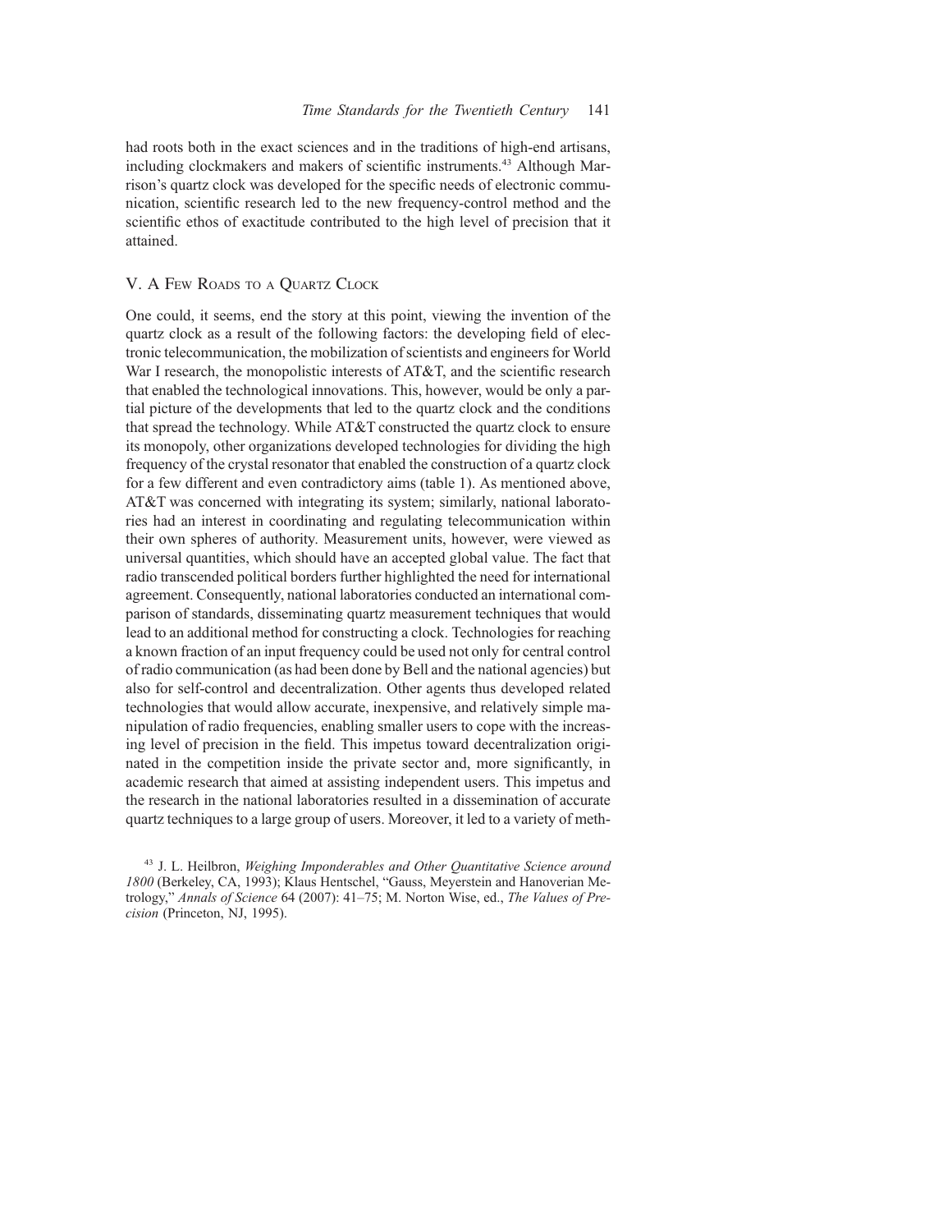had roots both in the exact sciences and in the traditions of high-end artisans, including clockmakers and makers of scientific instruments.[43] Although Marrison's quartz clock was developed for the specific needs of electronic communication, scientific research led to the new frequency-control method and the scientific ethos of exactitude contributed to the high level of precision that it attained.

## V. A Few Roads to a Quartz Clock

One could, it seems, end the story at this point, viewing the invention of the quartz clock as a result of the following factors: the developing field of electronic telecommunication, the mobilization of scientists and engineers for World War I research, the monopolistic interests of AT&T, and the scientific research that enabled the technological innovations. This, however, would be only a partial picture of the developments that led to the quartz clock and the conditions that spread the technology. While AT&T constructed the quartz clock to ensure its monopoly, other organizations developed technologies for dividing the high frequency of the crystal resonator that enabled the construction of a quartz clock for a few different and even contradictory aims (table 1). As mentioned above, AT&T was concerned with integrating its system; similarly, national laboratories had an interest in coordinating and regulating telecommunication within their own spheres of authority. Measurement units, however, were viewed as universal quantities, which should have an accepted global value. The fact that radio transcended political borders further highlighted the need for international agreement. Consequently, national laboratories conducted an international comparison of standards, disseminating quartz measurement techniques that would lead to an additional method for constructing a clock. Technologies for reaching a known fraction of an input frequency could be used not only for central control of radio communication (as had been done by Bell and the national agencies) but also for self-control and decentralization. Other agents thus developed related technologies that would allow accurate, inexpensive, and relatively simple manipulation of radio frequencies, enabling smaller users to cope with the increasing level of precision in the field. This impetus toward decentralization originated in the competition inside the private sector and, more significantly, in academic research that aimed at assisting independent users. This impetus and the research in the national laboratories resulted in a dissemination of accurate quartz techniques to a large group of users. Moreover, it led to a variety of meth-

[43] J. L. Heilbron, *Weighing Imponderables and Other Quantitative Science around 1800* (Berkeley, CA, 1993); Klaus Hentschel, "Gauss, Meyerstein and Hanoverian Metrology," *Annals of Science* 64 (2007): 41–75; M. Norton Wise, ed., *The Values of Precision* (Princeton, NJ, 1995).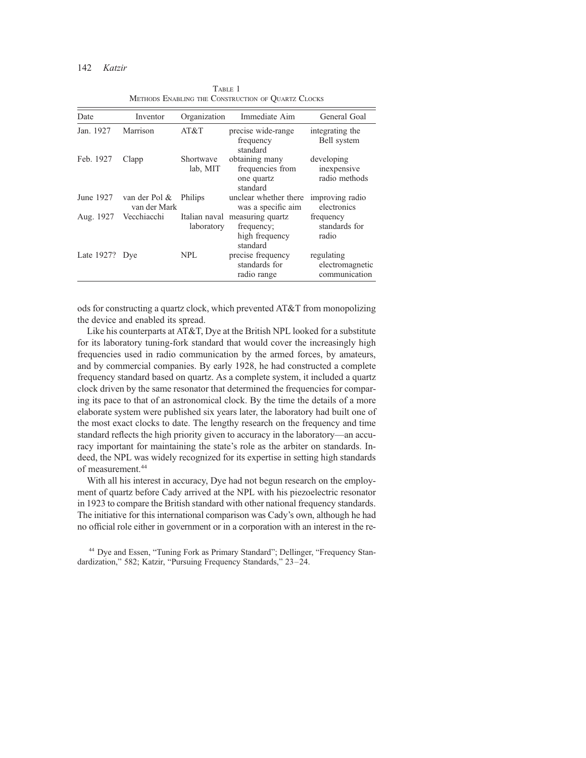TABLE 1
METHODS ENABLING THE CONSTRUCTION OF QUARTZ CLOCKS

| Date | Inventor | Organization | Immediate Aim | General Goal |
|---|---|---|---|---|
| Jan. 1927 | Marrison | AT&T | precise wide-range frequency standard | integrating the Bell system |
| Feb. 1927 | Clapp | Shortwave lab, MIT | obtaining many frequencies from one quartz standard | developing inexpensive radio methods |
| June 1927 | van der Pol & van der Mark | Philips | unclear whether there was a specific aim | improving radio electronics |
| Aug. 1927 | Vecchiacchi | Italian naval laboratory | measuring quartz frequency; high frequency standard | frequency standards for radio |
| Late 1927? | Dye | NPL | precise frequency standards for radio range | regulating electromagnetic communication |

ods for constructing a quartz clock, which prevented AT&T from monopolizing the device and enabled its spread.

Like his counterparts at AT&T, Dye at the British NPL looked for a substitute for its laboratory tuning-fork standard that would cover the increasingly high frequencies used in radio communication by the armed forces, by amateurs, and by commercial companies. By early 1928, he had constructed a complete frequency standard based on quartz. As a complete system, it included a quartz clock driven by the same resonator that determined the frequencies for comparing its pace to that of an astronomical clock. By the time the details of a more elaborate system were published six years later, the laboratory had built one of the most exact clocks to date. The lengthy research on the frequency and time standard reflects the high priority given to accuracy in the laboratory—an accuracy important for maintaining the state's role as the arbiter on standards. Indeed, the NPL was widely recognized for its expertise in setting high standards of measurement.[44]

With all his interest in accuracy, Dye had not begun research on the employment of quartz before Cady arrived at the NPL with his piezoelectric resonator in 1923 to compare the British standard with other national frequency standards. The initiative for this international comparison was Cady's own, although he had no official role either in government or in a corporation with an interest in the re-

[44] Dye and Essen, "Tuning Fork as Primary Standard"; Dellinger, "Frequency Standardization," 582; Katzir, "Pursuing Frequency Standards," 23–24.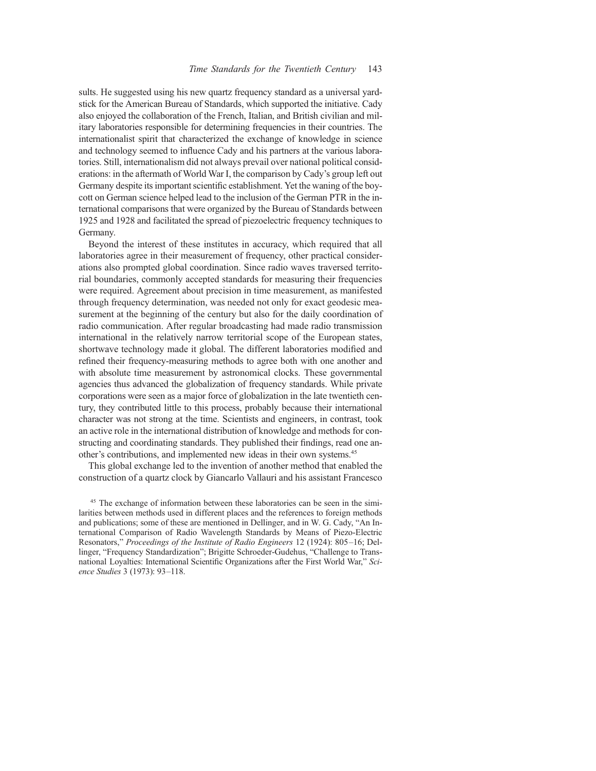sults. He suggested using his new quartz frequency standard as a universal yardstick for the American Bureau of Standards, which supported the initiative. Cady also enjoyed the collaboration of the French, Italian, and British civilian and military laboratories responsible for determining frequencies in their countries. The internationalist spirit that characterized the exchange of knowledge in science and technology seemed to influence Cady and his partners at the various laboratories. Still, internationalism did not always prevail over national political considerations: in the aftermath of World War I, the comparison by Cady's group left out Germany despite its important scientific establishment. Yet the waning of the boycott on German science helped lead to the inclusion of the German PTR in the international comparisons that were organized by the Bureau of Standards between 1925 and 1928 and facilitated the spread of piezoelectric frequency techniques to Germany.

Beyond the interest of these institutes in accuracy, which required that all laboratories agree in their measurement of frequency, other practical considerations also prompted global coordination. Since radio waves traversed territorial boundaries, commonly accepted standards for measuring their frequencies were required. Agreement about precision in time measurement, as manifested through frequency determination, was needed not only for exact geodesic measurement at the beginning of the century but also for the daily coordination of radio communication. After regular broadcasting had made radio transmission international in the relatively narrow territorial scope of the European states, shortwave technology made it global. The different laboratories modified and refined their frequency-measuring methods to agree both with one another and with absolute time measurement by astronomical clocks. These governmental agencies thus advanced the globalization of frequency standards. While private corporations were seen as a major force of globalization in the late twentieth century, they contributed little to this process, probably because their international character was not strong at the time. Scientists and engineers, in contrast, took an active role in the international distribution of knowledge and methods for constructing and coordinating standards. They published their findings, read one another's contributions, and implemented new ideas in their own systems.[45]

This global exchange led to the invention of another method that enabled the construction of a quartz clock by Giancarlo Vallauri and his assistant Francesco

[45] The exchange of information between these laboratories can be seen in the similarities between methods used in different places and the references to foreign methods and publications; some of these are mentioned in Dellinger, and in W. G. Cady, "An International Comparison of Radio Wavelength Standards by Means of Piezo-Electric Resonators," *Proceedings of the Institute of Radio Engineers* 12 (1924): 805–16; Dellinger, "Frequency Standardization"; Brigitte Schroeder-Gudehus, "Challenge to Transnational Loyalties: International Scientific Organizations after the First World War," *Science Studies* 3 (1973): 93–118.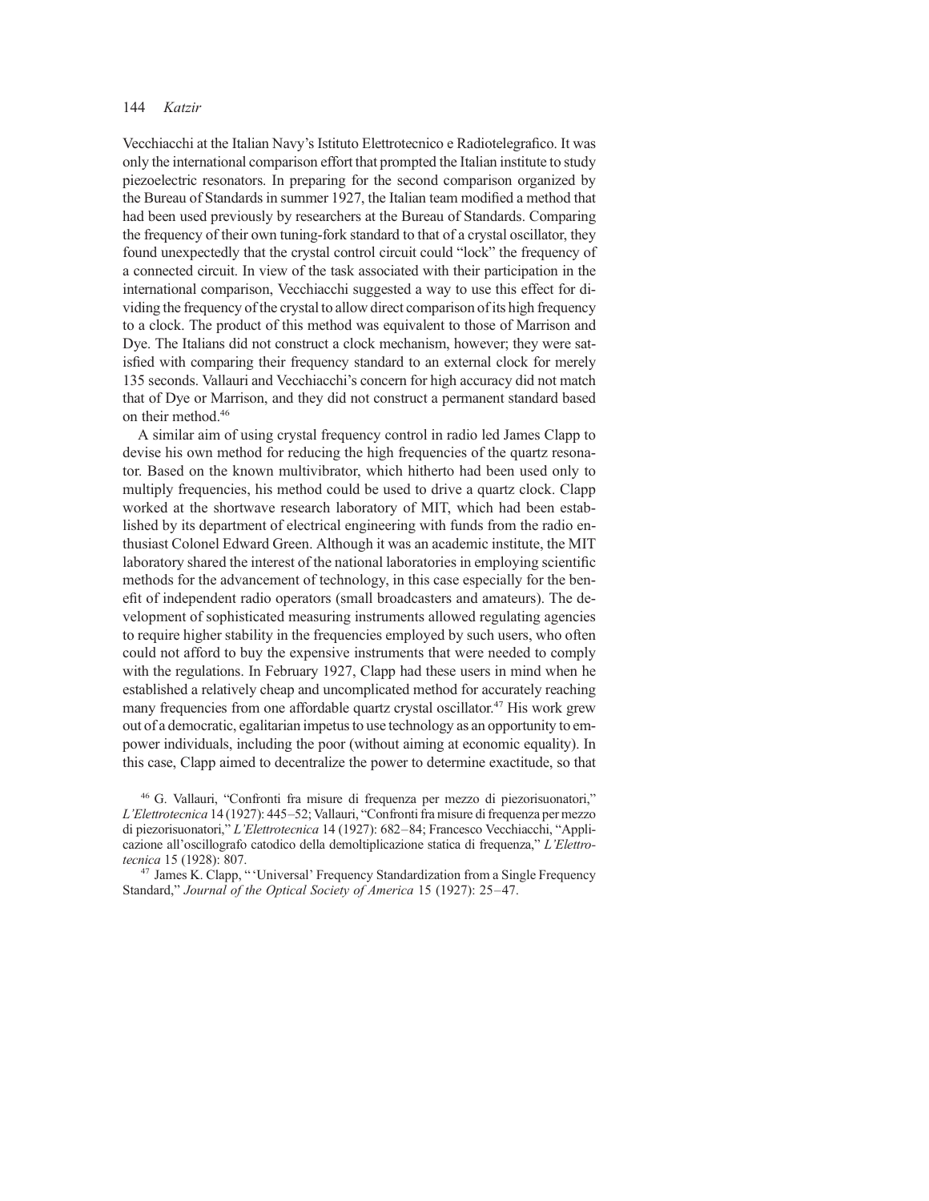Vecchiacchi at the Italian Navy's Istituto Elettrotecnico e Radiotelegrafico. It was only the international comparison effort that prompted the Italian institute to study piezoelectric resonators. In preparing for the second comparison organized by the Bureau of Standards in summer 1927, the Italian team modified a method that had been used previously by researchers at the Bureau of Standards. Comparing the frequency of their own tuning-fork standard to that of a crystal oscillator, they found unexpectedly that the crystal control circuit could "lock" the frequency of a connected circuit. In view of the task associated with their participation in the international comparison, Vecchiacchi suggested a way to use this effect for dividing the frequency of the crystal to allow direct comparison of its high frequency to a clock. The product of this method was equivalent to those of Marrison and Dye. The Italians did not construct a clock mechanism, however; they were satisfied with comparing their frequency standard to an external clock for merely 135 seconds. Vallauri and Vecchiacchi's concern for high accuracy did not match that of Dye or Marrison, and they did not construct a permanent standard based on their method.[46]

A similar aim of using crystal frequency control in radio led James Clapp to devise his own method for reducing the high frequencies of the quartz resonator. Based on the known multivibrator, which hitherto had been used only to multiply frequencies, his method could be used to drive a quartz clock. Clapp worked at the shortwave research laboratory of MIT, which had been established by its department of electrical engineering with funds from the radio enthusiast Colonel Edward Green. Although it was an academic institute, the MIT laboratory shared the interest of the national laboratories in employing scientific methods for the advancement of technology, in this case especially for the benefit of independent radio operators (small broadcasters and amateurs). The development of sophisticated measuring instruments allowed regulating agencies to require higher stability in the frequencies employed by such users, who often could not afford to buy the expensive instruments that were needed to comply with the regulations. In February 1927, Clapp had these users in mind when he established a relatively cheap and uncomplicated method for accurately reaching many frequencies from one affordable quartz crystal oscillator.[47] His work grew out of a democratic, egalitarian impetus to use technology as an opportunity to empower individuals, including the poor (without aiming at economic equality). In this case, Clapp aimed to decentralize the power to determine exactitude, so that

[46] G. Vallauri, "Confronti fra misure di frequenza per mezzo di piezorisuonatori," *L'Elettrotecnica* 14 (1927): 445–52; Vallauri, "Confronti fra misure di frequenza per mezzo di piezorisuonatori," *L'Elettrotecnica* 14 (1927): 682–84; Francesco Vecchiacchi, "Applicazione all'oscillografo catodico della demoltiplicazione statica di frequenza," *L'Elettrotecnica* 15 (1928): 807.

[47] James K. Clapp, "'Universal' Frequency Standardization from a Single Frequency Standard," *Journal of the Optical Society of America* 15 (1927): 25–47.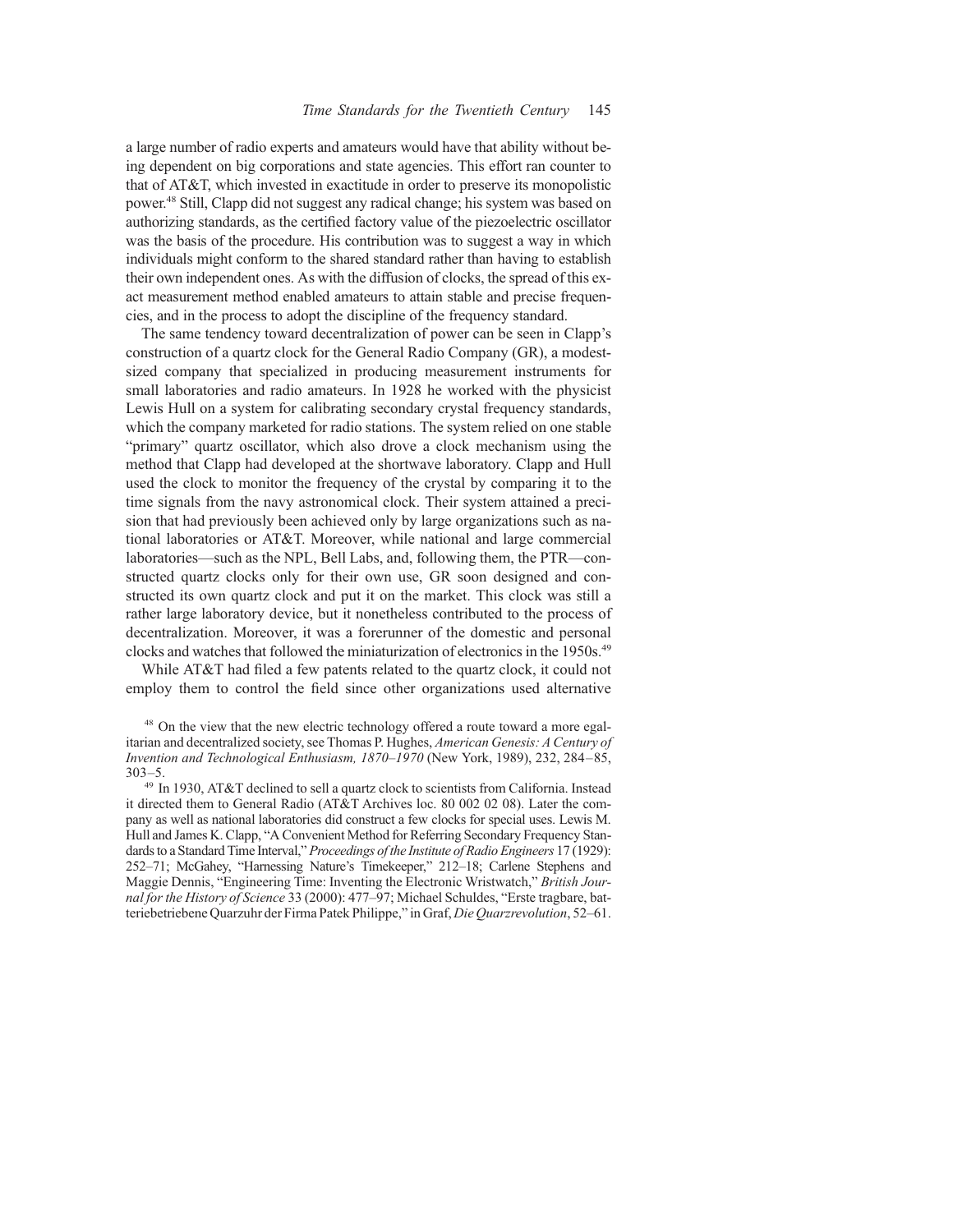a large number of radio experts and amateurs would have that ability without being dependent on big corporations and state agencies. This effort ran counter to that of AT&T, which invested in exactitude in order to preserve its monopolistic power.[48] Still, Clapp did not suggest any radical change; his system was based on authorizing standards, as the certified factory value of the piezoelectric oscillator was the basis of the procedure. His contribution was to suggest a way in which individuals might conform to the shared standard rather than having to establish their own independent ones. As with the diffusion of clocks, the spread of this exact measurement method enabled amateurs to attain stable and precise frequencies, and in the process to adopt the discipline of the frequency standard.

The same tendency toward decentralization of power can be seen in Clapp's construction of a quartz clock for the General Radio Company (GR), a modest-sized company that specialized in producing measurement instruments for small laboratories and radio amateurs. In 1928 he worked with the physicist Lewis Hull on a system for calibrating secondary crystal frequency standards, which the company marketed for radio stations. The system relied on one stable "primary" quartz oscillator, which also drove a clock mechanism using the method that Clapp had developed at the shortwave laboratory. Clapp and Hull used the clock to monitor the frequency of the crystal by comparing it to the time signals from the navy astronomical clock. Their system attained a precision that had previously been achieved only by large organizations such as national laboratories or AT&T. Moreover, while national and large commercial laboratories—such as the NPL, Bell Labs, and, following them, the PTR—constructed quartz clocks only for their own use, GR soon designed and constructed its own quartz clock and put it on the market. This clock was still a rather large laboratory device, but it nonetheless contributed to the process of decentralization. Moreover, it was a forerunner of the domestic and personal clocks and watches that followed the miniaturization of electronics in the 1950s.[49]

While AT&T had filed a few patents related to the quartz clock, it could not employ them to control the field since other organizations used alternative

[48] On the view that the new electric technology offered a route toward a more egalitarian and decentralized society, see Thomas P. Hughes, *American Genesis: A Century of Invention and Technological Enthusiasm, 1870–1970* (New York, 1989), 232, 284–85, 303–5.

[49] In 1930, AT&T declined to sell a quartz clock to scientists from California. Instead it directed them to General Radio (AT&T Archives loc. 80 002 02 08). Later the company as well as national laboratories did construct a few clocks for special uses. Lewis M. Hull and James K. Clapp, "A Convenient Method for Referring Secondary Frequency Standards to a Standard Time Interval," *Proceedings of the Institute of Radio Engineers* 17 (1929): 252–71; McGahey, "Harnessing Nature's Timekeeper," 212–18; Carlene Stephens and Maggie Dennis, "Engineering Time: Inventing the Electronic Wristwatch," *British Journal for the History of Science* 33 (2000): 477–97; Michael Schuldes, "Erste tragbare, batteriebetriebene Quarzuhr der Firma Patek Philippe," in Graf, *Die Quarzrevolution*, 52–61.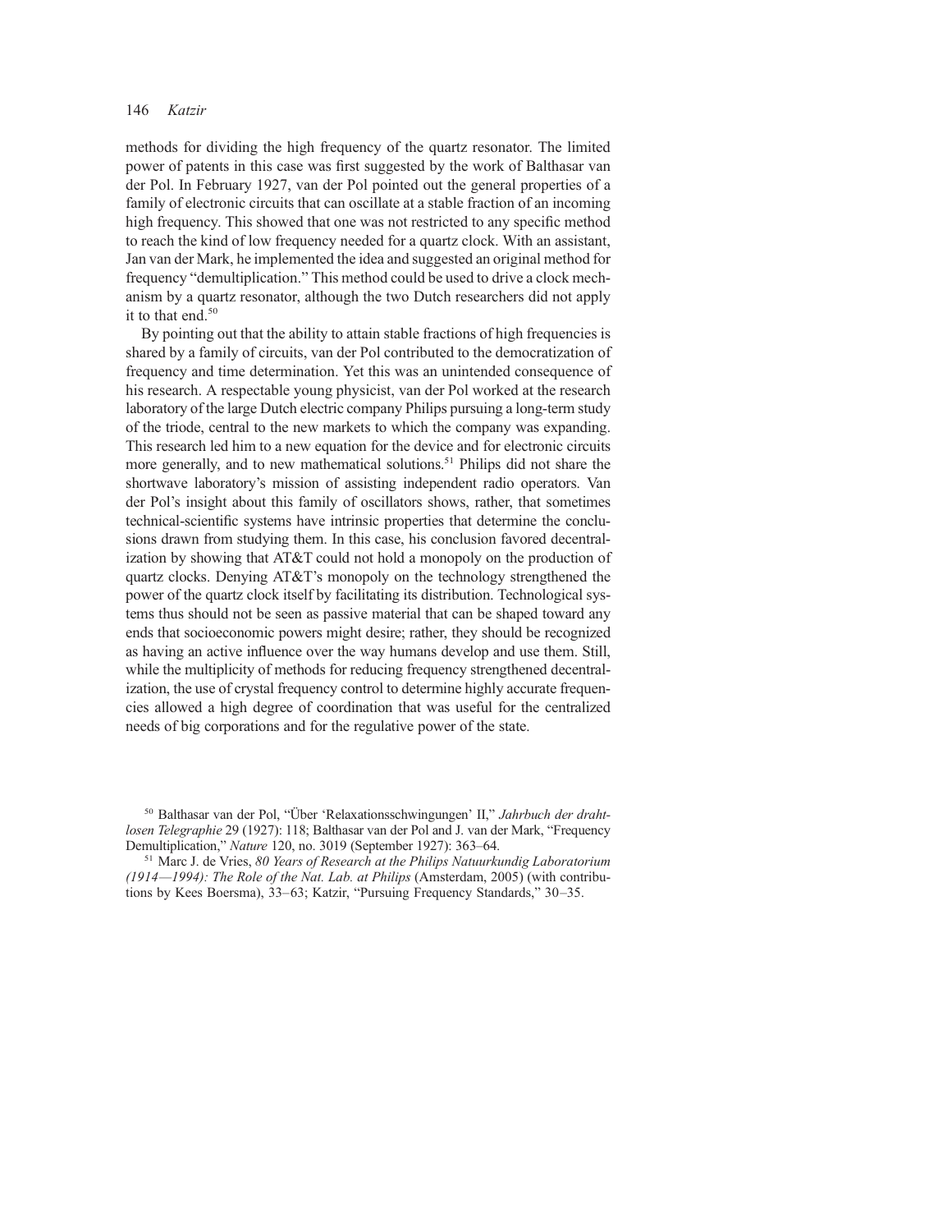methods for dividing the high frequency of the quartz resonator. The limited power of patents in this case was first suggested by the work of Balthasar van der Pol. In February 1927, van der Pol pointed out the general properties of a family of electronic circuits that can oscillate at a stable fraction of an incoming high frequency. This showed that one was not restricted to any specific method to reach the kind of low frequency needed for a quartz clock. With an assistant, Jan van der Mark, he implemented the idea and suggested an original method for frequency "demultiplication." This method could be used to drive a clock mechanism by a quartz resonator, although the two Dutch researchers did not apply it to that end.[50]

By pointing out that the ability to attain stable fractions of high frequencies is shared by a family of circuits, van der Pol contributed to the democratization of frequency and time determination. Yet this was an unintended consequence of his research. A respectable young physicist, van der Pol worked at the research laboratory of the large Dutch electric company Philips pursuing a long-term study of the triode, central to the new markets to which the company was expanding. This research led him to a new equation for the device and for electronic circuits more generally, and to new mathematical solutions.[51] Philips did not share the shortwave laboratory's mission of assisting independent radio operators. Van der Pol's insight about this family of oscillators shows, rather, that sometimes technical-scientific systems have intrinsic properties that determine the conclusions drawn from studying them. In this case, his conclusion favored decentralization by showing that AT&T could not hold a monopoly on the production of quartz clocks. Denying AT&T's monopoly on the technology strengthened the power of the quartz clock itself by facilitating its distribution. Technological systems thus should not be seen as passive material that can be shaped toward any ends that socioeconomic powers might desire; rather, they should be recognized as having an active influence over the way humans develop and use them. Still, while the multiplicity of methods for reducing frequency strengthened decentralization, the use of crystal frequency control to determine highly accurate frequencies allowed a high degree of coordination that was useful for the centralized needs of big corporations and for the regulative power of the state.

[50] Balthasar van der Pol, "Über 'Relaxationsschwingungen' II," *Jahrbuch der drahtlosen Telegraphie* 29 (1927): 118; Balthasar van der Pol and J. van der Mark, "Frequency Demultiplication," *Nature* 120, no. 3019 (September 1927): 363–64.

[51] Marc J. de Vries, *80 Years of Research at the Philips Natuurkundig Laboratorium (1914—1994): The Role of the Nat. Lab. at Philips* (Amsterdam, 2005) (with contributions by Kees Boersma), 33–63; Katzir, "Pursuing Frequency Standards," 30–35.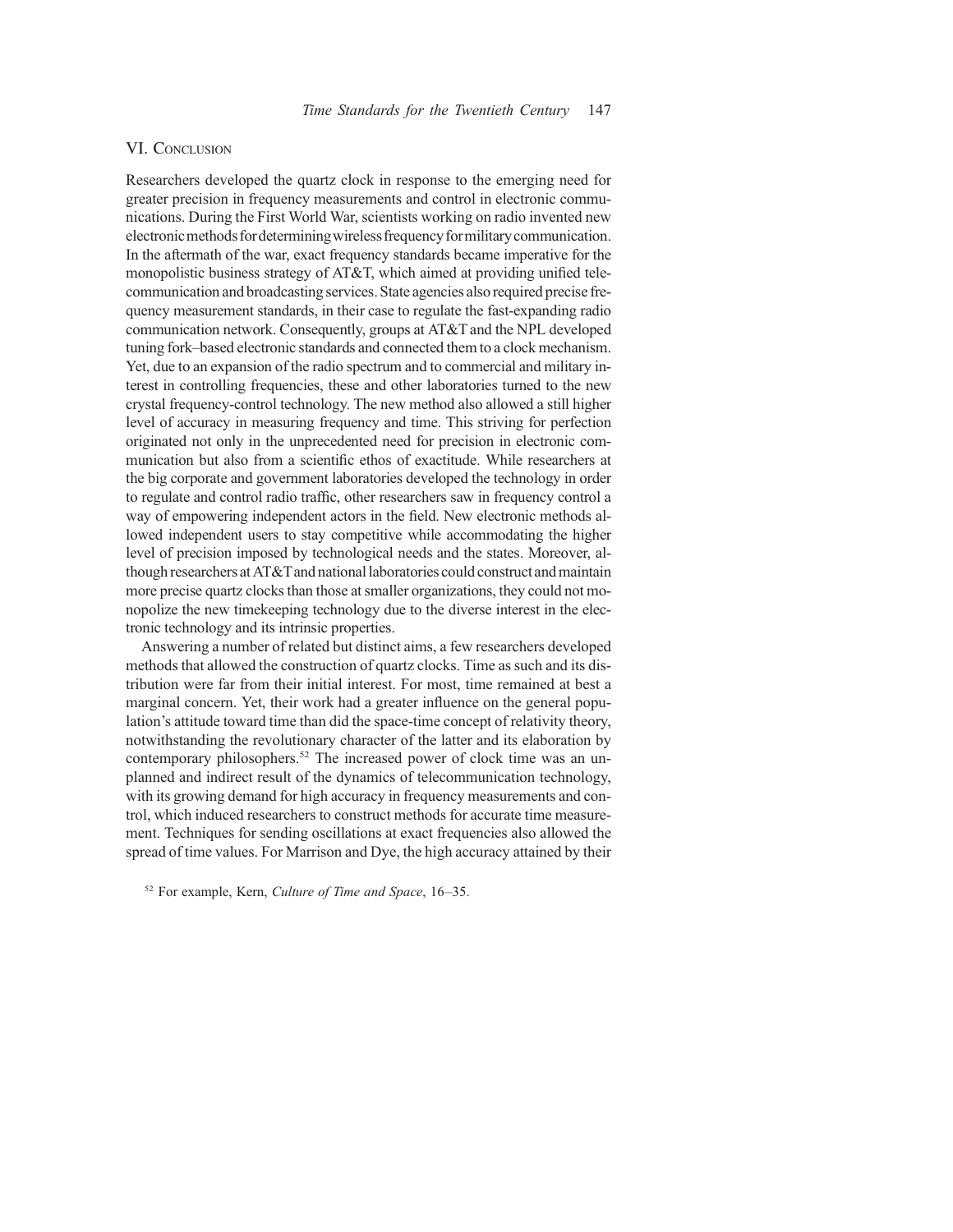## VI. Conclusion

Researchers developed the quartz clock in response to the emerging need for greater precision in frequency measurements and control in electronic communications. During the First World War, scientists working on radio invented new electronic methods for determining wireless frequency for military communication. In the aftermath of the war, exact frequency standards became imperative for the monopolistic business strategy of AT&T, which aimed at providing unified telecommunication and broadcasting services. State agencies also required precise frequency measurement standards, in their case to regulate the fast-expanding radio communication network. Consequently, groups at AT&T and the NPL developed tuning fork–based electronic standards and connected them to a clock mechanism. Yet, due to an expansion of the radio spectrum and to commercial and military interest in controlling frequencies, these and other laboratories turned to the new crystal frequency-control technology. The new method also allowed a still higher level of accuracy in measuring frequency and time. This striving for perfection originated not only in the unprecedented need for precision in electronic communication but also from a scientific ethos of exactitude. While researchers at the big corporate and government laboratories developed the technology in order to regulate and control radio traffic, other researchers saw in frequency control a way of empowering independent actors in the field. New electronic methods allowed independent users to stay competitive while accommodating the higher level of precision imposed by technological needs and the states. Moreover, although researchers at AT&T and national laboratories could construct and maintain more precise quartz clocks than those at smaller organizations, they could not monopolize the new timekeeping technology due to the diverse interest in the electronic technology and its intrinsic properties.

Answering a number of related but distinct aims, a few researchers developed methods that allowed the construction of quartz clocks. Time as such and its distribution were far from their initial interest. For most, time remained at best a marginal concern. Yet, their work had a greater influence on the general population's attitude toward time than did the space-time concept of relativity theory, notwithstanding the revolutionary character of the latter and its elaboration by contemporary philosophers.[52] The increased power of clock time was an unplanned and indirect result of the dynamics of telecommunication technology, with its growing demand for high accuracy in frequency measurements and control, which induced researchers to construct methods for accurate time measurement. Techniques for sending oscillations at exact frequencies also allowed the spread of time values. For Marrison and Dye, the high accuracy attained by their

[52] For example, Kern, *Culture of Time and Space*, 16–35.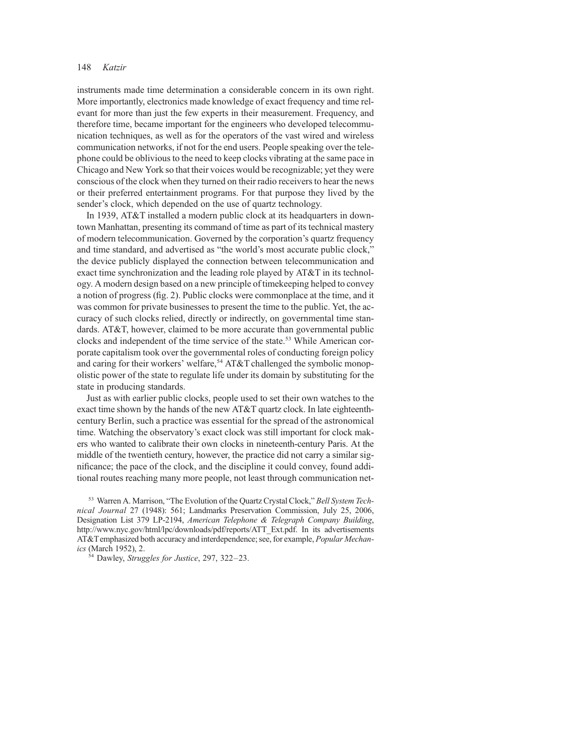instruments made time determination a considerable concern in its own right. More importantly, electronics made knowledge of exact frequency and time relevant for more than just the few experts in their measurement. Frequency, and therefore time, became important for the engineers who developed telecommunication techniques, as well as for the operators of the vast wired and wireless communication networks, if not for the end users. People speaking over the telephone could be oblivious to the need to keep clocks vibrating at the same pace in Chicago and New York so that their voices would be recognizable; yet they were conscious of the clock when they turned on their radio receivers to hear the news or their preferred entertainment programs. For that purpose they lived by the sender's clock, which depended on the use of quartz technology.

In 1939, AT&T installed a modern public clock at its headquarters in downtown Manhattan, presenting its command of time as part of its technical mastery of modern telecommunication. Governed by the corporation's quartz frequency and time standard, and advertised as "the world's most accurate public clock," the device publicly displayed the connection between telecommunication and exact time synchronization and the leading role played by AT&T in its technology. A modern design based on a new principle of timekeeping helped to convey a notion of progress (fig. 2). Public clocks were commonplace at the time, and it was common for private businesses to present the time to the public. Yet, the accuracy of such clocks relied, directly or indirectly, on governmental time standards. AT&T, however, claimed to be more accurate than governmental public clocks and independent of the time service of the state.[53] While American corporate capitalism took over the governmental roles of conducting foreign policy and caring for their workers' welfare,[54] AT&T challenged the symbolic monopolistic power of the state to regulate life under its domain by substituting for the state in producing standards.

Just as with earlier public clocks, people used to set their own watches to the exact time shown by the hands of the new AT&T quartz clock. In late eighteenth-century Berlin, such a practice was essential for the spread of the astronomical time. Watching the observatory's exact clock was still important for clock makers who wanted to calibrate their own clocks in nineteenth-century Paris. At the middle of the twentieth century, however, the practice did not carry a similar significance; the pace of the clock, and the discipline it could convey, found additional routes reaching many more people, not least through communication net-

[53] Warren A. Marrison, "The Evolution of the Quartz Crystal Clock," *Bell System Technical Journal* 27 (1948): 561; Landmarks Preservation Commission, July 25, 2006, Designation List 379 LP-2194, *American Telephone & Telegraph Company Building*, http://www.nyc.gov/html/lpc/downloads/pdf/reports/ATT_Ext.pdf. In its advertisements AT&T emphasized both accuracy and interdependence; see, for example, *Popular Mechanics* (March 1952), 2.

[54] Dawley, *Struggles for Justice*, 297, 322–23.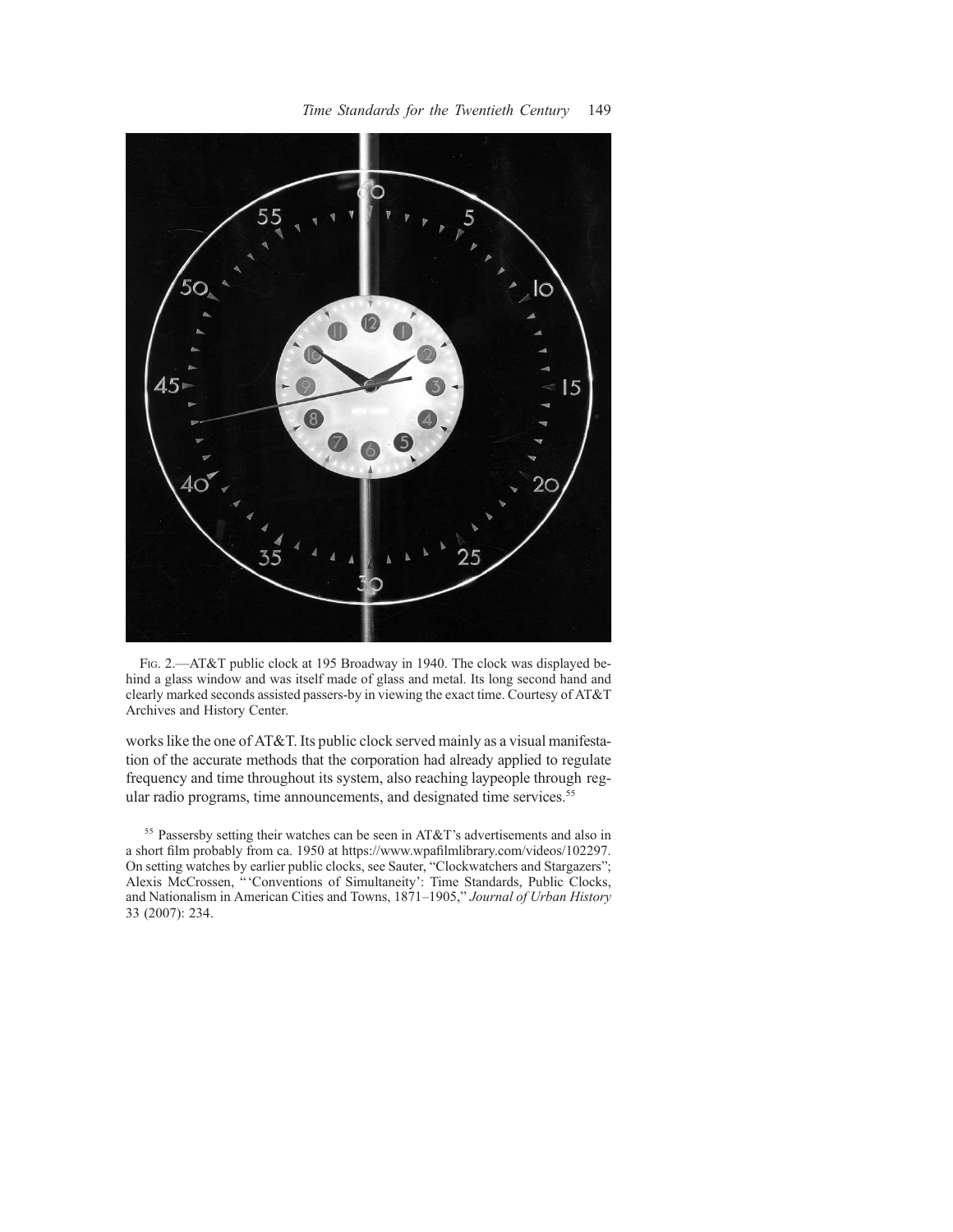Fig. 2.—AT&T public clock at 195 Broadway in 1940. The clock was displayed behind a glass window and was itself made of glass and metal. Its long second hand and clearly marked seconds assisted passers-by in viewing the exact time. Courtesy of AT&T Archives and History Center.

works like the one of AT&T. Its public clock served mainly as a visual manifestation of the accurate methods that the corporation had already applied to regulate frequency and time throughout its system, also reaching laypeople through regular radio programs, time announcements, and designated time services.[55]

[55] Passersby setting their watches can be seen in AT&T's advertisements and also in a short film probably from ca. 1950 at https://www.wpafilmlibrary.com/videos/102297. On setting watches by earlier public clocks, see Sauter, "Clockwatchers and Stargazers"; Alexis McCrossen, "'Conventions of Simultaneity': Time Standards, Public Clocks, and Nationalism in American Cities and Towns, 1871–1905," *Journal of Urban History* 33 (2007): 234.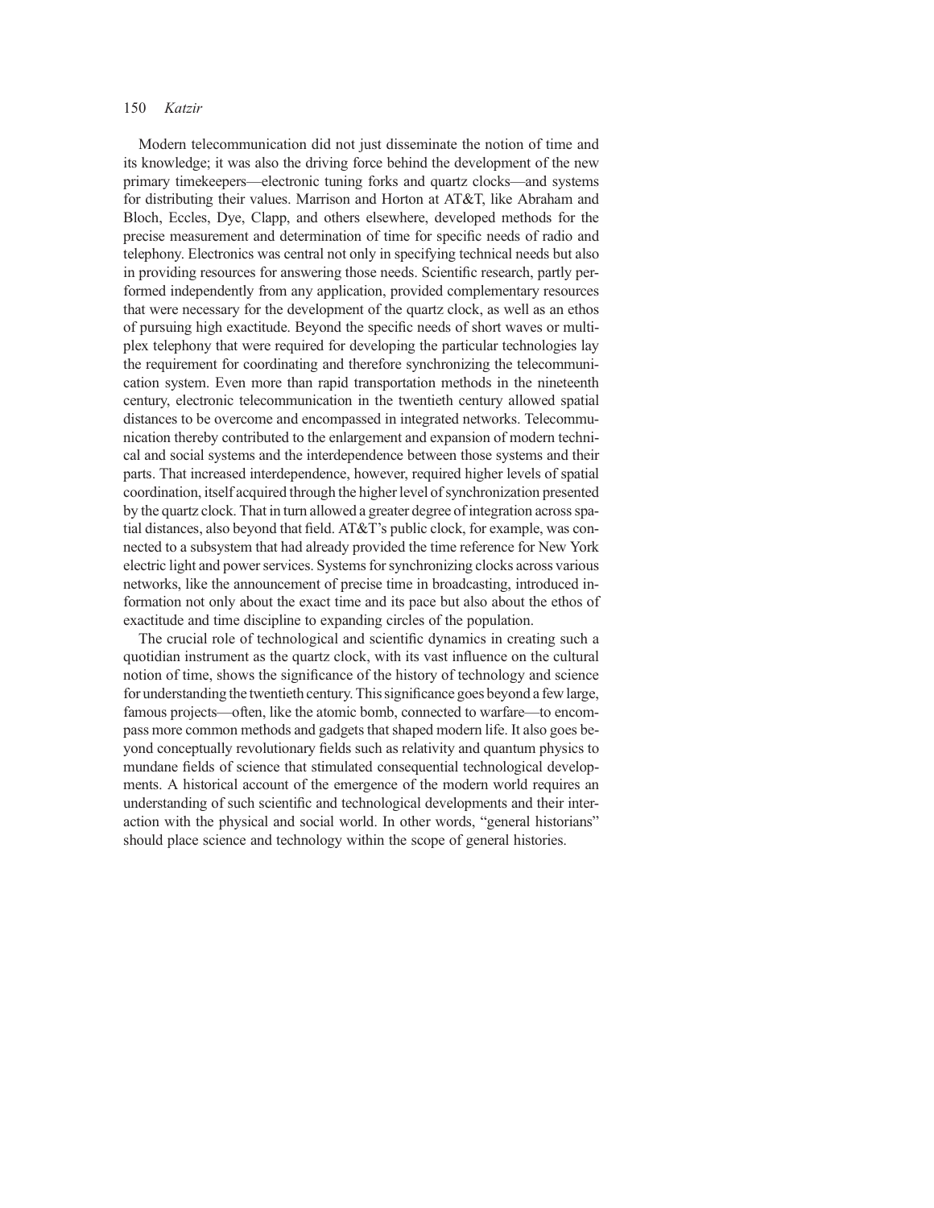Modern telecommunication did not just disseminate the notion of time and its knowledge; it was also the driving force behind the development of the new primary timekeepers—electronic tuning forks and quartz clocks—and systems for distributing their values. Marrison and Horton at AT&T, like Abraham and Bloch, Eccles, Dye, Clapp, and others elsewhere, developed methods for the precise measurement and determination of time for specific needs of radio and telephony. Electronics was central not only in specifying technical needs but also in providing resources for answering those needs. Scientific research, partly performed independently from any application, provided complementary resources that were necessary for the development of the quartz clock, as well as an ethos of pursuing high exactitude. Beyond the specific needs of short waves or multiplex telephony that were required for developing the particular technologies lay the requirement for coordinating and therefore synchronizing the telecommunication system. Even more than rapid transportation methods in the nineteenth century, electronic telecommunication in the twentieth century allowed spatial distances to be overcome and encompassed in integrated networks. Telecommunication thereby contributed to the enlargement and expansion of modern technical and social systems and the interdependence between those systems and their parts. That increased interdependence, however, required higher levels of spatial coordination, itself acquired through the higher level of synchronization presented by the quartz clock. That in turn allowed a greater degree of integration across spatial distances, also beyond that field. AT&T's public clock, for example, was connected to a subsystem that had already provided the time reference for New York electric light and power services. Systems for synchronizing clocks across various networks, like the announcement of precise time in broadcasting, introduced information not only about the exact time and its pace but also about the ethos of exactitude and time discipline to expanding circles of the population.

The crucial role of technological and scientific dynamics in creating such a quotidian instrument as the quartz clock, with its vast influence on the cultural notion of time, shows the significance of the history of technology and science for understanding the twentieth century. This significance goes beyond a few large, famous projects—often, like the atomic bomb, connected to warfare—to encompass more common methods and gadgets that shaped modern life. It also goes beyond conceptually revolutionary fields such as relativity and quantum physics to mundane fields of science that stimulated consequential technological developments. A historical account of the emergence of the modern world requires an understanding of such scientific and technological developments and their interaction with the physical and social world. In other words, "general historians" should place science and technology within the scope of general histories.